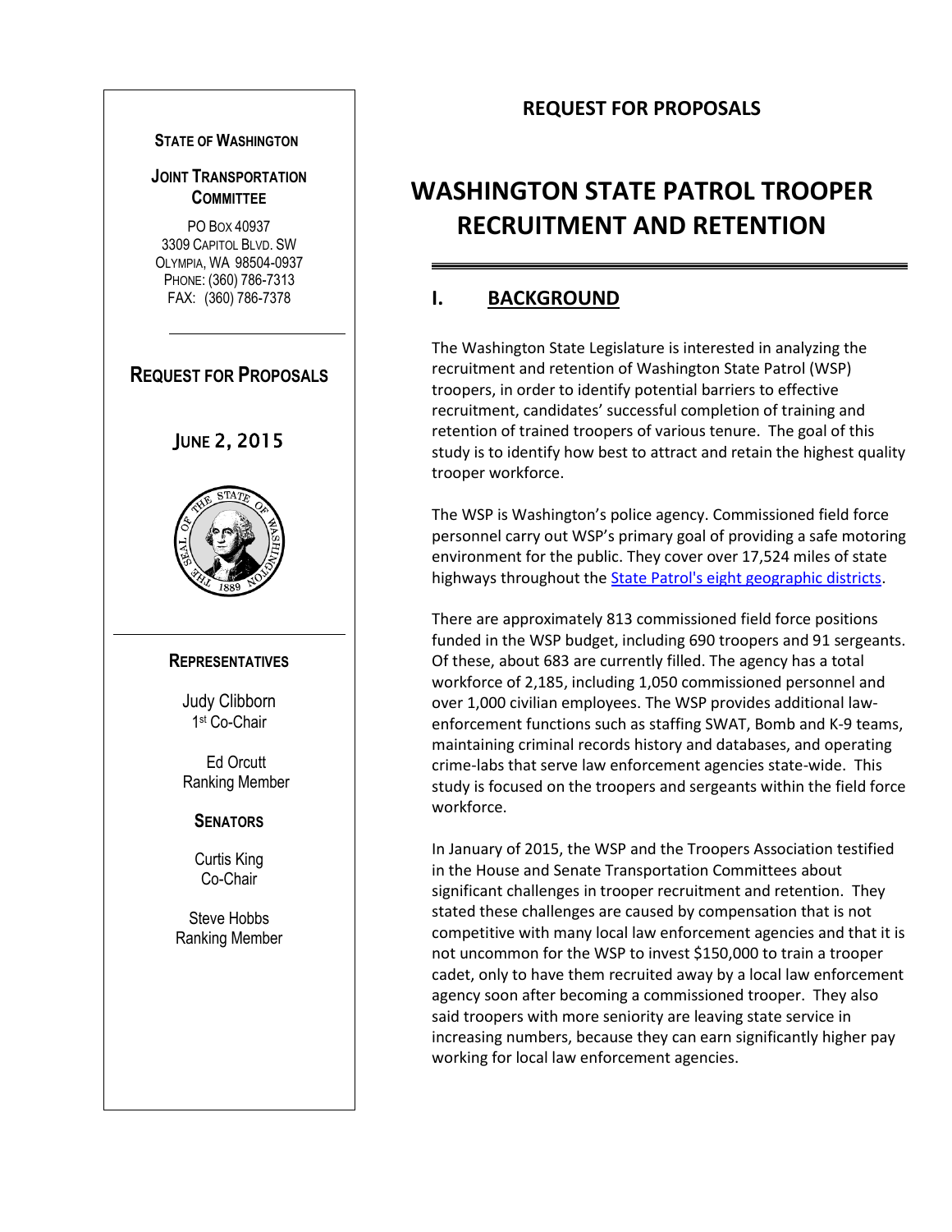**STATE OF WASHINGTON**

**JOINT TRANSPORTATION COMMITTEE**

PO BOX 40937
3309 CAPITOL BLVD. SW
OLYMPIA, WA 98504-0937
PHONE: (360) 786-7313
FAX: (360) 786-7378

**REQUEST FOR PROPOSALS**

JUNE 2, 2015

**REPRESENTATIVES**

Judy Clibborn
1st Co-Chair

Ed Orcutt
Ranking Member

**SENATORS**

Curtis King
Co-Chair

Steve Hobbs
Ranking Member

## REQUEST FOR PROPOSALS

# WASHINGTON STATE PATROL TROOPER RECRUITMENT AND RETENTION

## I. BACKGROUND

The Washington State Legislature is interested in analyzing the recruitment and retention of Washington State Patrol (WSP) troopers, in order to identify potential barriers to effective recruitment, candidates' successful completion of training and retention of trained troopers of various tenure. The goal of this study is to identify how best to attract and retain the highest quality trooper workforce.

The WSP is Washington's police agency. Commissioned field force personnel carry out WSP's primary goal of providing a safe motoring environment for the public. They cover over 17,524 miles of state highways throughout the State Patrol's eight geographic districts.

There are approximately 813 commissioned field force positions funded in the WSP budget, including 690 troopers and 91 sergeants. Of these, about 683 are currently filled. The agency has a total workforce of 2,185, including 1,050 commissioned personnel and over 1,000 civilian employees. The WSP provides additional law-enforcement functions such as staffing SWAT, Bomb and K-9 teams, maintaining criminal records history and databases, and operating crime-labs that serve law enforcement agencies state-wide. This study is focused on the troopers and sergeants within the field force workforce.

In January of 2015, the WSP and the Troopers Association testified in the House and Senate Transportation Committees about significant challenges in trooper recruitment and retention. They stated these challenges are caused by compensation that is not competitive with many local law enforcement agencies and that it is not uncommon for the WSP to invest $150,000 to train a trooper cadet, only to have them recruited away by a local law enforcement agency soon after becoming a commissioned trooper. They also said troopers with more seniority are leaving state service in increasing numbers, because they can earn significantly higher pay working for local law enforcement agencies.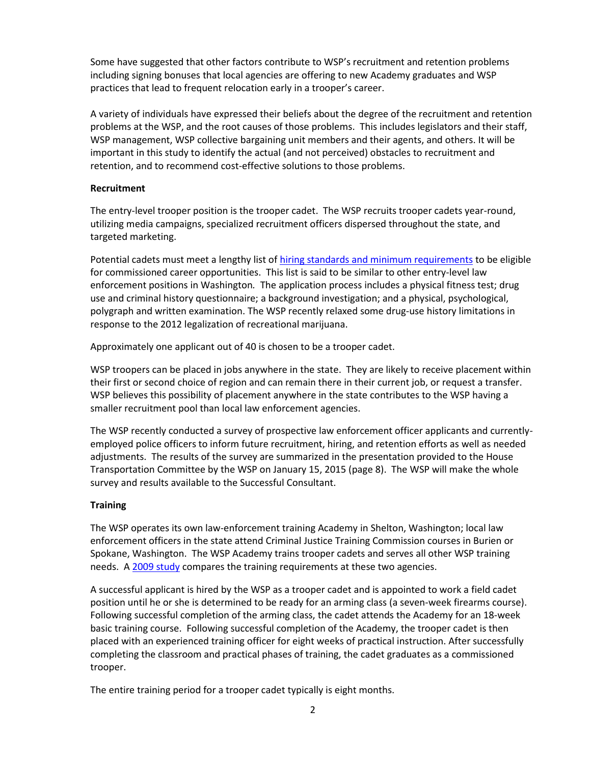Some have suggested that other factors contribute to WSP's recruitment and retention problems including signing bonuses that local agencies are offering to new Academy graduates and WSP practices that lead to frequent relocation early in a trooper's career.

A variety of individuals have expressed their beliefs about the degree of the recruitment and retention problems at the WSP, and the root causes of those problems. This includes legislators and their staff, WSP management, WSP collective bargaining unit members and their agents, and others. It will be important in this study to identify the actual (and not perceived) obstacles to recruitment and retention, and to recommend cost-effective solutions to those problems.

**Recruitment**

The entry-level trooper position is the trooper cadet. The WSP recruits trooper cadets year-round, utilizing media campaigns, specialized recruitment officers dispersed throughout the state, and targeted marketing.

Potential cadets must meet a lengthy list of hiring standards and minimum requirements to be eligible for commissioned career opportunities. This list is said to be similar to other entry-level law enforcement positions in Washington*.* The application process includes a physical fitness test; drug use and criminal history questionnaire; a background investigation; and a physical, psychological, polygraph and written examination. The WSP recently relaxed some drug-use history limitations in response to the 2012 legalization of recreational marijuana.

Approximately one applicant out of 40 is chosen to be a trooper cadet.

WSP troopers can be placed in jobs anywhere in the state. They are likely to receive placement within their first or second choice of region and can remain there in their current job, or request a transfer. WSP believes this possibility of placement anywhere in the state contributes to the WSP having a smaller recruitment pool than local law enforcement agencies.

The WSP recently conducted a survey of prospective law enforcement officer applicants and currently-employed police officers to inform future recruitment, hiring, and retention efforts as well as needed adjustments. The results of the survey are summarized in the presentation provided to the House Transportation Committee by the WSP on January 15, 2015 (page 8). The WSP will make the whole survey and results available to the Successful Consultant.

**Training**

The WSP operates its own law-enforcement training Academy in Shelton, Washington; local law enforcement officers in the state attend Criminal Justice Training Commission courses in Burien or Spokane, Washington. The WSP Academy trains trooper cadets and serves all other WSP training needs. A 2009 study compares the training requirements at these two agencies.

A successful applicant is hired by the WSP as a trooper cadet and is appointed to work a field cadet position until he or she is determined to be ready for an arming class (a seven-week firearms course). Following successful completion of the arming class, the cadet attends the Academy for an 18-week basic training course. Following successful completion of the Academy, the trooper cadet is then placed with an experienced training officer for eight weeks of practical instruction. After successfully completing the classroom and practical phases of training, the cadet graduates as a commissioned trooper.

The entire training period for a trooper cadet typically is eight months.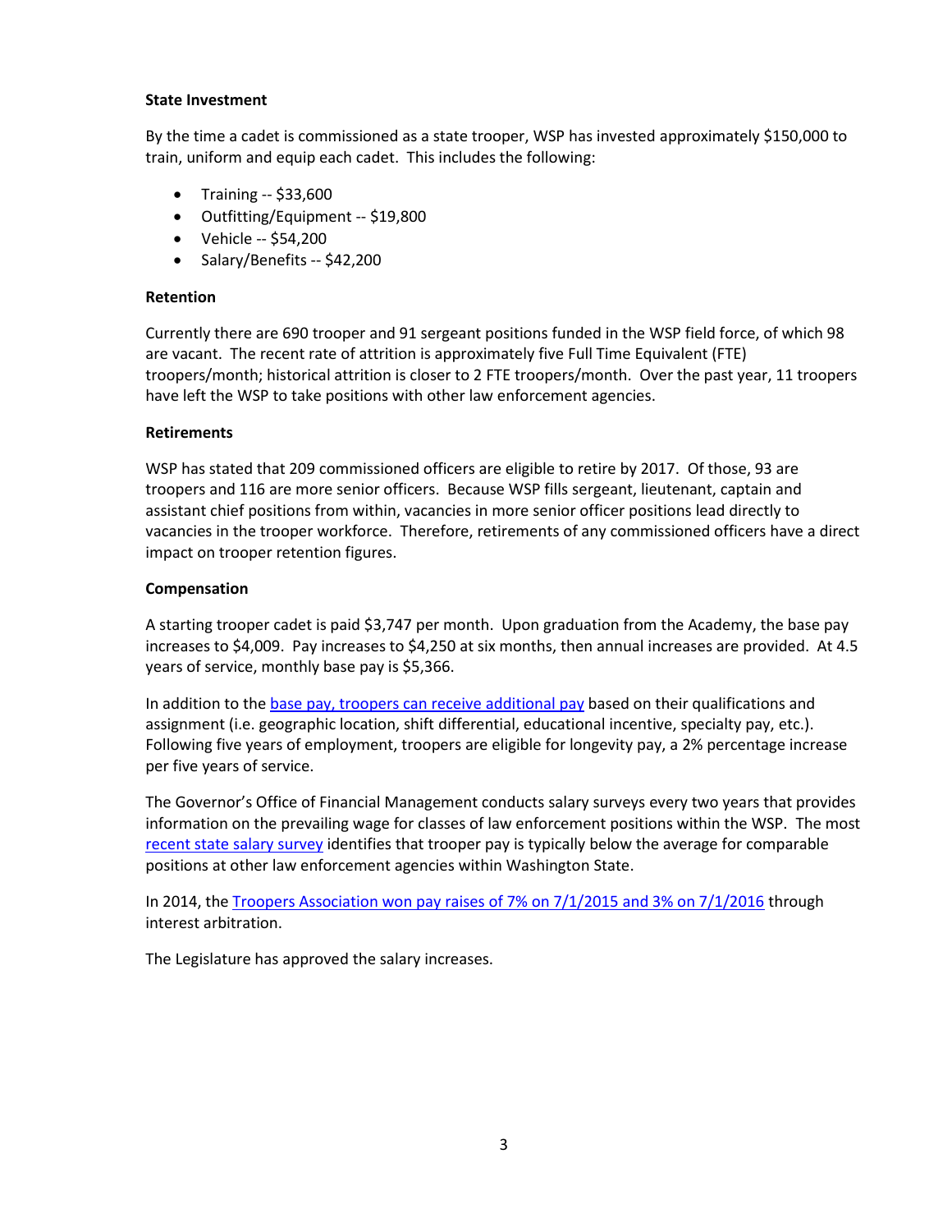**State Investment**

By the time a cadet is commissioned as a state trooper, WSP has invested approximately $150,000 to train, uniform and equip each cadet. This includes the following:

- Training -- $33,600
- Outfitting/Equipment -- $19,800
- Vehicle -- $54,200
- Salary/Benefits -- $42,200

**Retention**

Currently there are 690 trooper and 91 sergeant positions funded in the WSP field force, of which 98 are vacant. The recent rate of attrition is approximately five Full Time Equivalent (FTE) troopers/month; historical attrition is closer to 2 FTE troopers/month. Over the past year, 11 troopers have left the WSP to take positions with other law enforcement agencies.

**Retirements**

WSP has stated that 209 commissioned officers are eligible to retire by 2017. Of those, 93 are troopers and 116 are more senior officers. Because WSP fills sergeant, lieutenant, captain and assistant chief positions from within, vacancies in more senior officer positions lead directly to vacancies in the trooper workforce. Therefore, retirements of any commissioned officers have a direct impact on trooper retention figures.

**Compensation**

A starting trooper cadet is paid $3,747 per month. Upon graduation from the Academy, the base pay increases to $4,009. Pay increases to $4,250 at six months, then annual increases are provided. At 4.5 years of service, monthly base pay is $5,366.

In addition to the base pay, troopers can receive additional pay based on their qualifications and assignment (i.e. geographic location, shift differential, educational incentive, specialty pay, etc.). Following five years of employment, troopers are eligible for longevity pay, a 2% percentage increase per five years of service.

The Governor's Office of Financial Management conducts salary surveys every two years that provides information on the prevailing wage for classes of law enforcement positions within the WSP. The most recent state salary survey identifies that trooper pay is typically below the average for comparable positions at other law enforcement agencies within Washington State.

In 2014, the Troopers Association won pay raises of 7% on 7/1/2015 and 3% on 7/1/2016 through interest arbitration.

The Legislature has approved the salary increases.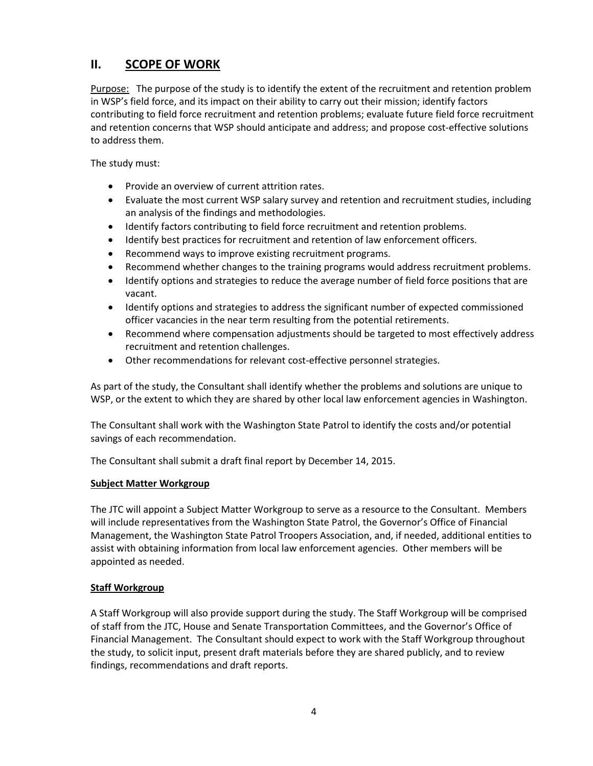## II. SCOPE OF WORK

Purpose: The purpose of the study is to identify the extent of the recruitment and retention problem in WSP's field force, and its impact on their ability to carry out their mission; identify factors contributing to field force recruitment and retention problems; evaluate future field force recruitment and retention concerns that WSP should anticipate and address; and propose cost-effective solutions to address them.

The study must:

- Provide an overview of current attrition rates.
- Evaluate the most current WSP salary survey and retention and recruitment studies, including an analysis of the findings and methodologies.
- Identify factors contributing to field force recruitment and retention problems.
- Identify best practices for recruitment and retention of law enforcement officers.
- Recommend ways to improve existing recruitment programs.
- Recommend whether changes to the training programs would address recruitment problems.
- Identify options and strategies to reduce the average number of field force positions that are vacant.
- Identify options and strategies to address the significant number of expected commissioned officer vacancies in the near term resulting from the potential retirements.
- Recommend where compensation adjustments should be targeted to most effectively address recruitment and retention challenges.
- Other recommendations for relevant cost-effective personnel strategies.

As part of the study, the Consultant shall identify whether the problems and solutions are unique to WSP, or the extent to which they are shared by other local law enforcement agencies in Washington.

The Consultant shall work with the Washington State Patrol to identify the costs and/or potential savings of each recommendation.

The Consultant shall submit a draft final report by December 14, 2015.

**Subject Matter Workgroup**

The JTC will appoint a Subject Matter Workgroup to serve as a resource to the Consultant. Members will include representatives from the Washington State Patrol, the Governor's Office of Financial Management, the Washington State Patrol Troopers Association, and, if needed, additional entities to assist with obtaining information from local law enforcement agencies. Other members will be appointed as needed.

**Staff Workgroup**

A Staff Workgroup will also provide support during the study. The Staff Workgroup will be comprised of staff from the JTC, House and Senate Transportation Committees, and the Governor's Office of Financial Management. The Consultant should expect to work with the Staff Workgroup throughout the study, to solicit input, present draft materials before they are shared publicly, and to review findings, recommendations and draft reports.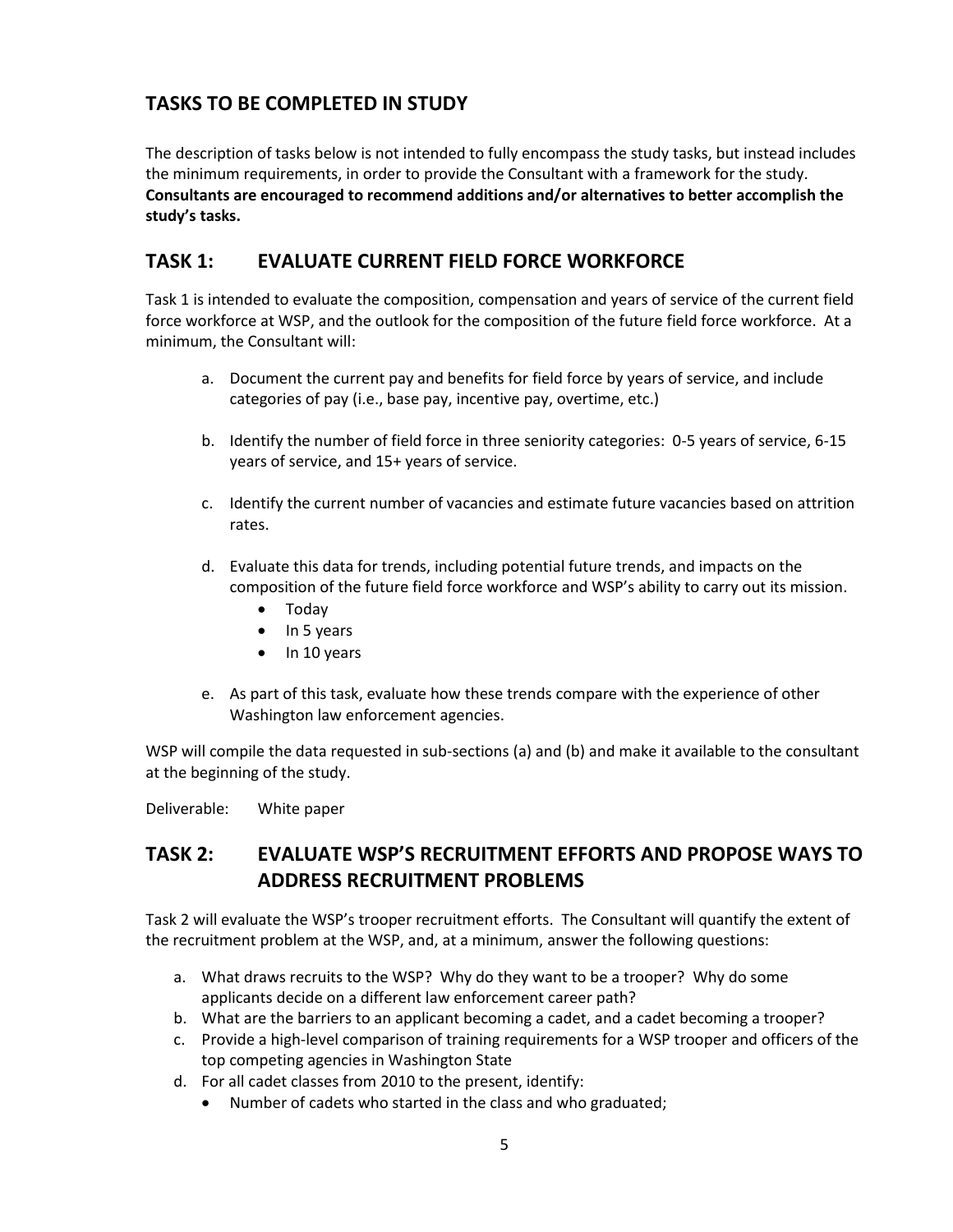## TASKS TO BE COMPLETED IN STUDY

The description of tasks below is not intended to fully encompass the study tasks, but instead includes the minimum requirements, in order to provide the Consultant with a framework for the study. **Consultants are encouraged to recommend additions and/or alternatives to better accomplish the study's tasks.**

## TASK 1: EVALUATE CURRENT FIELD FORCE WORKFORCE

Task 1 is intended to evaluate the composition, compensation and years of service of the current field force workforce at WSP, and the outlook for the composition of the future field force workforce. At a minimum, the Consultant will:

a. Document the current pay and benefits for field force by years of service, and include categories of pay (i.e., base pay, incentive pay, overtime, etc.)

b. Identify the number of field force in three seniority categories: 0-5 years of service, 6-15 years of service, and 15+ years of service.

c. Identify the current number of vacancies and estimate future vacancies based on attrition rates.

d. Evaluate this data for trends, including potential future trends, and impacts on the composition of the future field force workforce and WSP's ability to carry out its mission.
   - Today
   - In 5 years
   - In 10 years

e. As part of this task, evaluate how these trends compare with the experience of other Washington law enforcement agencies.

WSP will compile the data requested in sub-sections (a) and (b) and make it available to the consultant at the beginning of the study.

Deliverable: White paper

## TASK 2: EVALUATE WSP'S RECRUITMENT EFFORTS AND PROPOSE WAYS TO ADDRESS RECRUITMENT PROBLEMS

Task 2 will evaluate the WSP's trooper recruitment efforts. The Consultant will quantify the extent of the recruitment problem at the WSP, and, at a minimum, answer the following questions:

a. What draws recruits to the WSP? Why do they want to be a trooper? Why do some applicants decide on a different law enforcement career path?
b. What are the barriers to an applicant becoming a cadet, and a cadet becoming a trooper?
c. Provide a high-level comparison of training requirements for a WSP trooper and officers of the top competing agencies in Washington State
d. For all cadet classes from 2010 to the present, identify:
   - Number of cadets who started in the class and who graduated;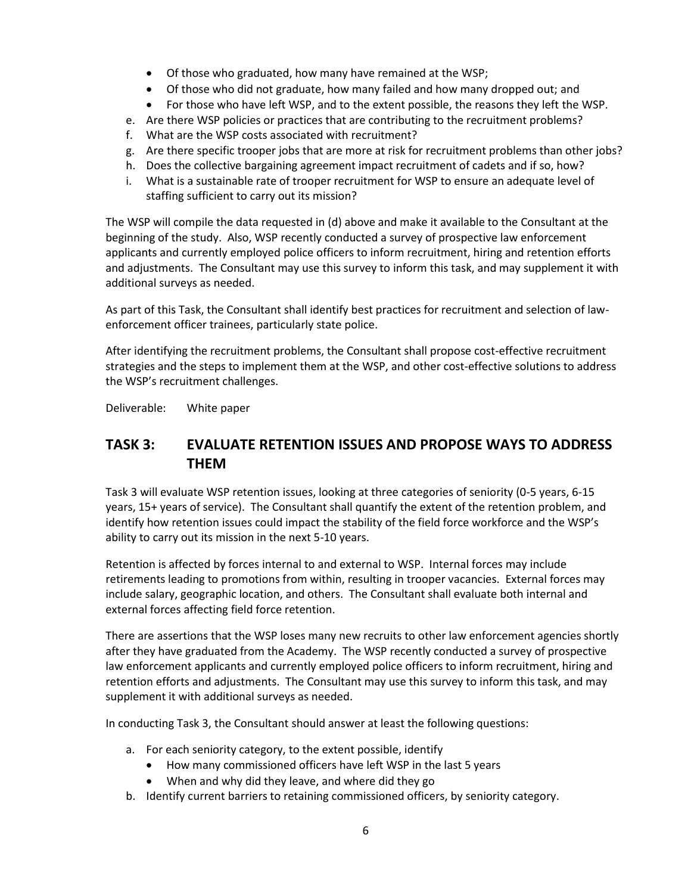- Of those who graduated, how many have remained at the WSP;
- Of those who did not graduate, how many failed and how many dropped out; and
- For those who have left WSP, and to the extent possible, the reasons they left the WSP.

e. Are there WSP policies or practices that are contributing to the recruitment problems?
f. What are the WSP costs associated with recruitment?
g. Are there specific trooper jobs that are more at risk for recruitment problems than other jobs?
h. Does the collective bargaining agreement impact recruitment of cadets and if so, how?
i. What is a sustainable rate of trooper recruitment for WSP to ensure an adequate level of staffing sufficient to carry out its mission?

The WSP will compile the data requested in (d) above and make it available to the Consultant at the beginning of the study. Also, WSP recently conducted a survey of prospective law enforcement applicants and currently employed police officers to inform recruitment, hiring and retention efforts and adjustments. The Consultant may use this survey to inform this task, and may supplement it with additional surveys as needed.

As part of this Task, the Consultant shall identify best practices for recruitment and selection of law-enforcement officer trainees, particularly state police.

After identifying the recruitment problems, the Consultant shall propose cost-effective recruitment strategies and the steps to implement them at the WSP, and other cost-effective solutions to address the WSP's recruitment challenges.

Deliverable: White paper

## TASK 3: EVALUATE RETENTION ISSUES AND PROPOSE WAYS TO ADDRESS THEM

Task 3 will evaluate WSP retention issues, looking at three categories of seniority (0-5 years, 6-15 years, 15+ years of service). The Consultant shall quantify the extent of the retention problem, and identify how retention issues could impact the stability of the field force workforce and the WSP's ability to carry out its mission in the next 5-10 years.

Retention is affected by forces internal to and external to WSP. Internal forces may include retirements leading to promotions from within, resulting in trooper vacancies. External forces may include salary, geographic location, and others. The Consultant shall evaluate both internal and external forces affecting field force retention.

There are assertions that the WSP loses many new recruits to other law enforcement agencies shortly after they have graduated from the Academy. The WSP recently conducted a survey of prospective law enforcement applicants and currently employed police officers to inform recruitment, hiring and retention efforts and adjustments. The Consultant may use this survey to inform this task, and may supplement it with additional surveys as needed.

In conducting Task 3, the Consultant should answer at least the following questions:

a. For each seniority category, to the extent possible, identify
   - How many commissioned officers have left WSP in the last 5 years
   - When and why did they leave, and where did they go

b. Identify current barriers to retaining commissioned officers, by seniority category.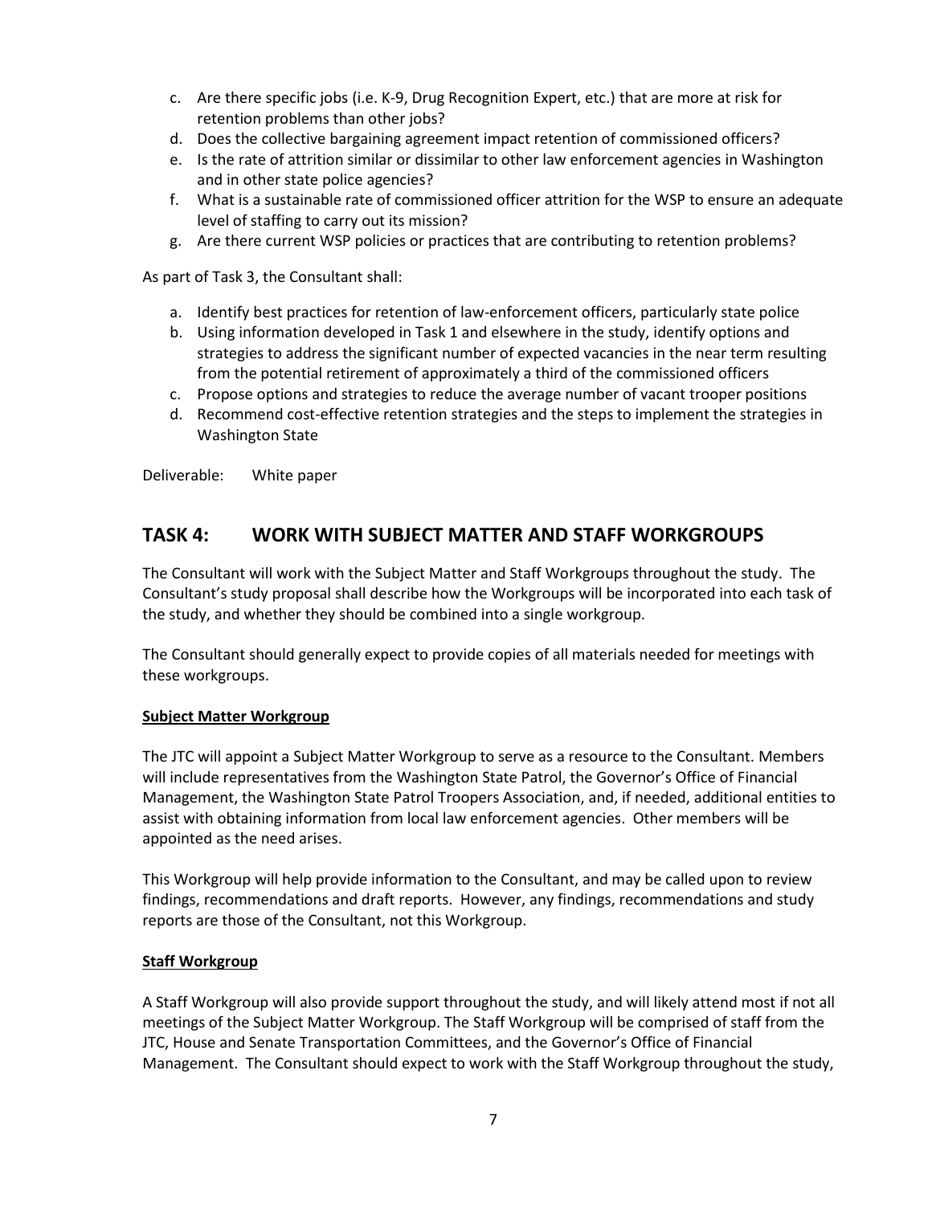c. Are there specific jobs (i.e. K-9, Drug Recognition Expert, etc.) that are more at risk for retention problems than other jobs?
d. Does the collective bargaining agreement impact retention of commissioned officers?
e. Is the rate of attrition similar or dissimilar to other law enforcement agencies in Washington and in other state police agencies?
f. What is a sustainable rate of commissioned officer attrition for the WSP to ensure an adequate level of staffing to carry out its mission?
g. Are there current WSP policies or practices that are contributing to retention problems?

As part of Task 3, the Consultant shall:

a. Identify best practices for retention of law-enforcement officers, particularly state police
b. Using information developed in Task 1 and elsewhere in the study, identify options and strategies to address the significant number of expected vacancies in the near term resulting from the potential retirement of approximately a third of the commissioned officers
c. Propose options and strategies to reduce the average number of vacant trooper positions
d. Recommend cost-effective retention strategies and the steps to implement the strategies in Washington State

Deliverable: White paper

## TASK 4: WORK WITH SUBJECT MATTER AND STAFF WORKGROUPS

The Consultant will work with the Subject Matter and Staff Workgroups throughout the study. The Consultant's study proposal shall describe how the Workgroups will be incorporated into each task of the study, and whether they should be combined into a single workgroup.

The Consultant should generally expect to provide copies of all materials needed for meetings with these workgroups.

**Subject Matter Workgroup**

The JTC will appoint a Subject Matter Workgroup to serve as a resource to the Consultant. Members will include representatives from the Washington State Patrol, the Governor's Office of Financial Management, the Washington State Patrol Troopers Association, and, if needed, additional entities to assist with obtaining information from local law enforcement agencies. Other members will be appointed as the need arises.

This Workgroup will help provide information to the Consultant, and may be called upon to review findings, recommendations and draft reports. However, any findings, recommendations and study reports are those of the Consultant, not this Workgroup.

**Staff Workgroup**

A Staff Workgroup will also provide support throughout the study, and will likely attend most if not all meetings of the Subject Matter Workgroup. The Staff Workgroup will be comprised of staff from the JTC, House and Senate Transportation Committees, and the Governor's Office of Financial Management. The Consultant should expect to work with the Staff Workgroup throughout the study,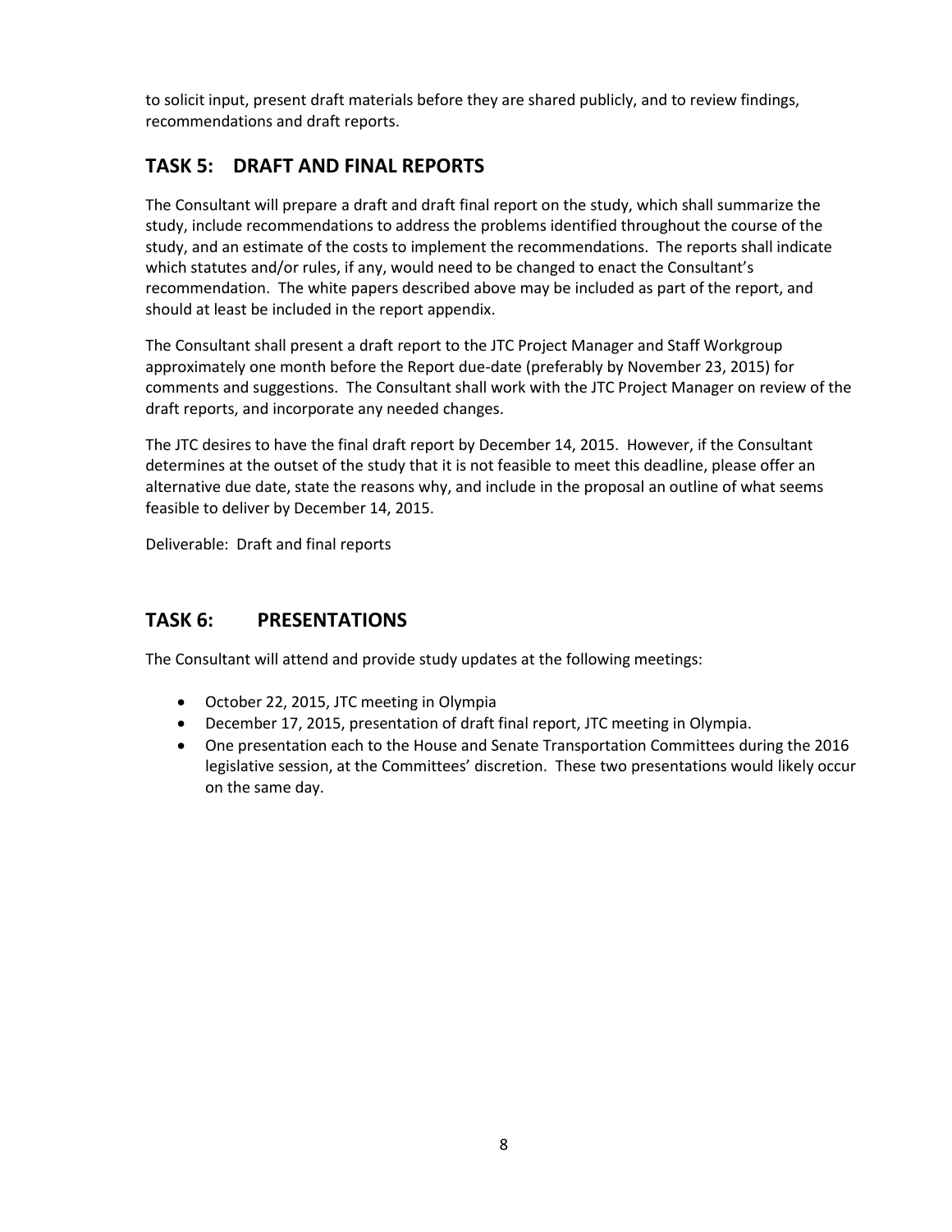to solicit input, present draft materials before they are shared publicly, and to review findings, recommendations and draft reports.

## TASK 5: DRAFT AND FINAL REPORTS

The Consultant will prepare a draft and draft final report on the study, which shall summarize the study, include recommendations to address the problems identified throughout the course of the study, and an estimate of the costs to implement the recommendations. The reports shall indicate which statutes and/or rules, if any, would need to be changed to enact the Consultant's recommendation. The white papers described above may be included as part of the report, and should at least be included in the report appendix.

The Consultant shall present a draft report to the JTC Project Manager and Staff Workgroup approximately one month before the Report due-date (preferably by November 23, 2015) for comments and suggestions. The Consultant shall work with the JTC Project Manager on review of the draft reports, and incorporate any needed changes.

The JTC desires to have the final draft report by December 14, 2015. However, if the Consultant determines at the outset of the study that it is not feasible to meet this deadline, please offer an alternative due date, state the reasons why, and include in the proposal an outline of what seems feasible to deliver by December 14, 2015.

Deliverable: Draft and final reports

## TASK 6: PRESENTATIONS

The Consultant will attend and provide study updates at the following meetings:

- October 22, 2015, JTC meeting in Olympia
- December 17, 2015, presentation of draft final report, JTC meeting in Olympia.
- One presentation each to the House and Senate Transportation Committees during the 2016 legislative session, at the Committees' discretion. These two presentations would likely occur on the same day.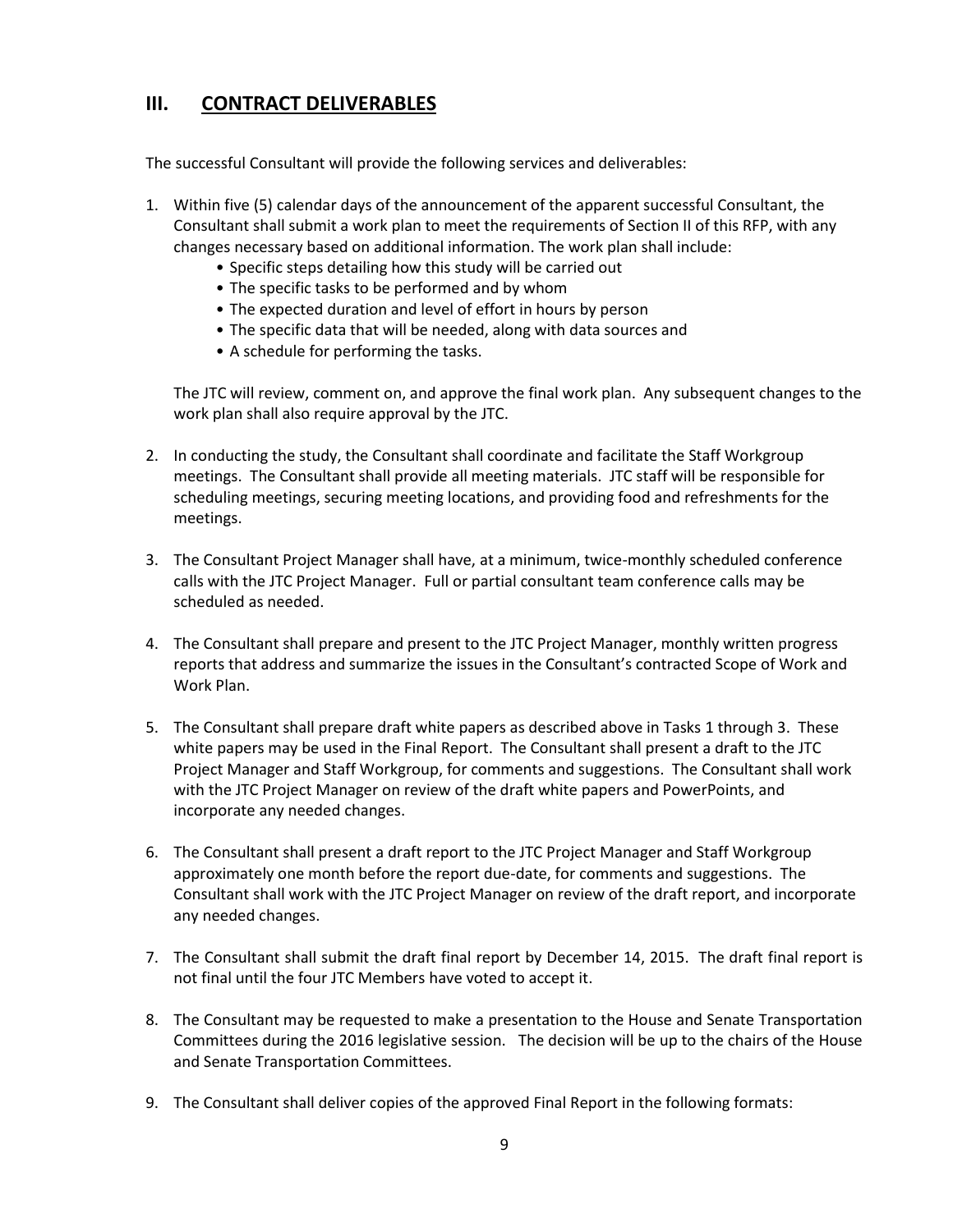## III. CONTRACT DELIVERABLES

The successful Consultant will provide the following services and deliverables:

1. Within five (5) calendar days of the announcement of the apparent successful Consultant, the Consultant shall submit a work plan to meet the requirements of Section II of this RFP, with any changes necessary based on additional information. The work plan shall include:
   - Specific steps detailing how this study will be carried out
   - The specific tasks to be performed and by whom
   - The expected duration and level of effort in hours by person
   - The specific data that will be needed, along with data sources and
   - A schedule for performing the tasks.

   The JTC will review, comment on, and approve the final work plan. Any subsequent changes to the work plan shall also require approval by the JTC.

2. In conducting the study, the Consultant shall coordinate and facilitate the Staff Workgroup meetings. The Consultant shall provide all meeting materials. JTC staff will be responsible for scheduling meetings, securing meeting locations, and providing food and refreshments for the meetings.

3. The Consultant Project Manager shall have, at a minimum, twice-monthly scheduled conference calls with the JTC Project Manager. Full or partial consultant team conference calls may be scheduled as needed.

4. The Consultant shall prepare and present to the JTC Project Manager, monthly written progress reports that address and summarize the issues in the Consultant's contracted Scope of Work and Work Plan.

5. The Consultant shall prepare draft white papers as described above in Tasks 1 through 3. These white papers may be used in the Final Report. The Consultant shall present a draft to the JTC Project Manager and Staff Workgroup, for comments and suggestions. The Consultant shall work with the JTC Project Manager on review of the draft white papers and PowerPoints, and incorporate any needed changes.

6. The Consultant shall present a draft report to the JTC Project Manager and Staff Workgroup approximately one month before the report due-date, for comments and suggestions. The Consultant shall work with the JTC Project Manager on review of the draft report, and incorporate any needed changes.

7. The Consultant shall submit the draft final report by December 14, 2015. The draft final report is not final until the four JTC Members have voted to accept it.

8. The Consultant may be requested to make a presentation to the House and Senate Transportation Committees during the 2016 legislative session. The decision will be up to the chairs of the House and Senate Transportation Committees.

9. The Consultant shall deliver copies of the approved Final Report in the following formats: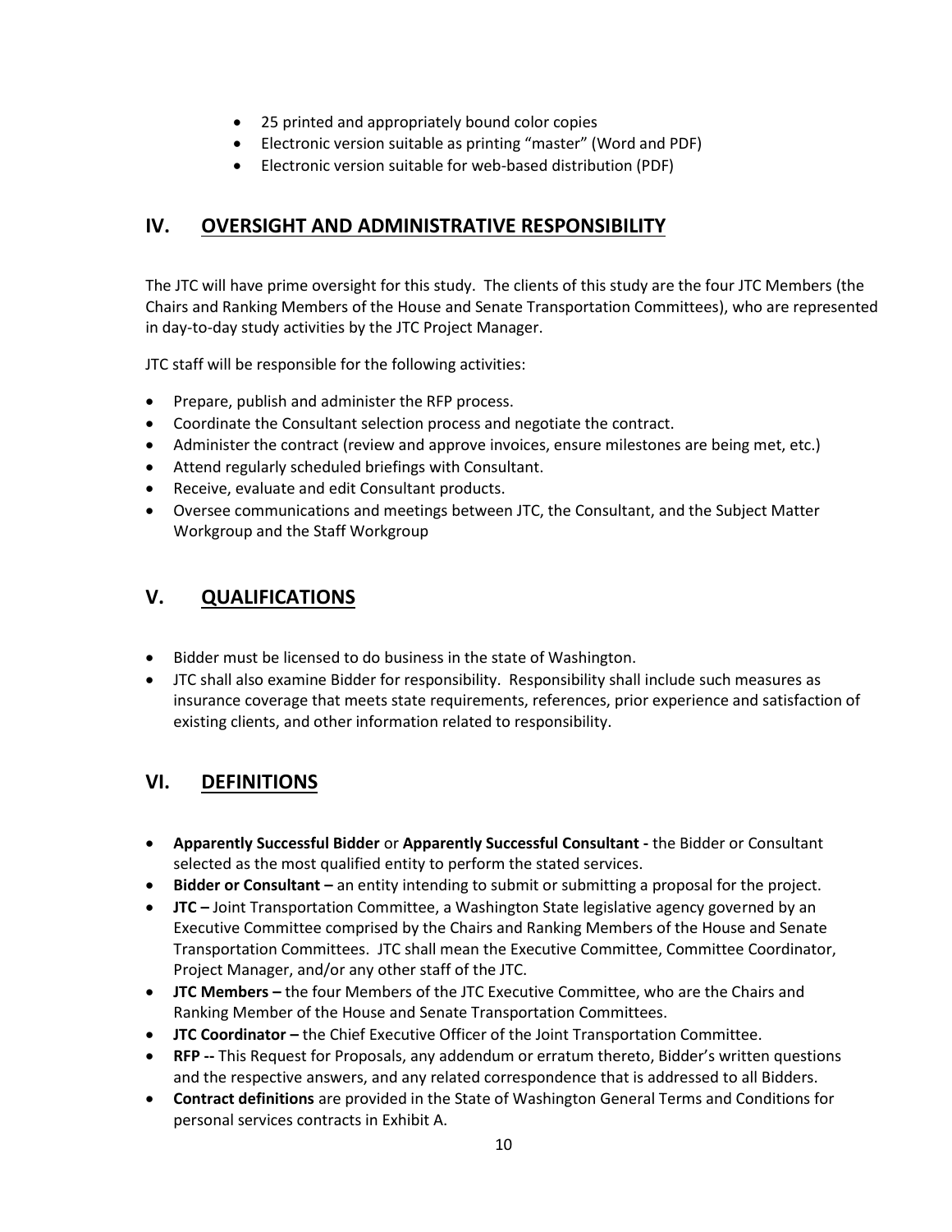- 25 printed and appropriately bound color copies
- Electronic version suitable as printing "master" (Word and PDF)
- Electronic version suitable for web-based distribution (PDF)

## IV. OVERSIGHT AND ADMINISTRATIVE RESPONSIBILITY

The JTC will have prime oversight for this study. The clients of this study are the four JTC Members (the Chairs and Ranking Members of the House and Senate Transportation Committees), who are represented in day-to-day study activities by the JTC Project Manager.

JTC staff will be responsible for the following activities:

- Prepare, publish and administer the RFP process.
- Coordinate the Consultant selection process and negotiate the contract.
- Administer the contract (review and approve invoices, ensure milestones are being met, etc.)
- Attend regularly scheduled briefings with Consultant.
- Receive, evaluate and edit Consultant products.
- Oversee communications and meetings between JTC, the Consultant, and the Subject Matter Workgroup and the Staff Workgroup

## V. QUALIFICATIONS

- Bidder must be licensed to do business in the state of Washington.
- JTC shall also examine Bidder for responsibility. Responsibility shall include such measures as insurance coverage that meets state requirements, references, prior experience and satisfaction of existing clients, and other information related to responsibility.

## VI. DEFINITIONS

- **Apparently Successful Bidder** or **Apparently Successful Consultant -** the Bidder or Consultant selected as the most qualified entity to perform the stated services.
- **Bidder or Consultant –** an entity intending to submit or submitting a proposal for the project.
- **JTC –** Joint Transportation Committee, a Washington State legislative agency governed by an Executive Committee comprised by the Chairs and Ranking Members of the House and Senate Transportation Committees. JTC shall mean the Executive Committee, Committee Coordinator, Project Manager, and/or any other staff of the JTC.
- **JTC Members –** the four Members of the JTC Executive Committee, who are the Chairs and Ranking Member of the House and Senate Transportation Committees.
- **JTC Coordinator –** the Chief Executive Officer of the Joint Transportation Committee.
- **RFP --** This Request for Proposals, any addendum or erratum thereto, Bidder's written questions and the respective answers, and any related correspondence that is addressed to all Bidders.
- **Contract definitions** are provided in the State of Washington General Terms and Conditions for personal services contracts in Exhibit A.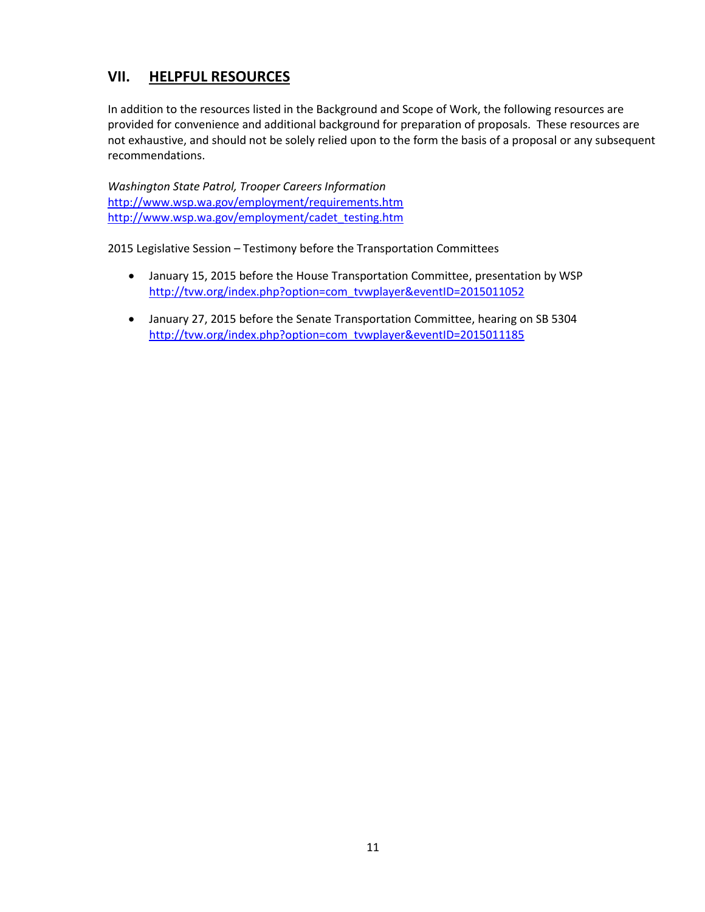## VII. HELPFUL RESOURCES

In addition to the resources listed in the Background and Scope of Work, the following resources are provided for convenience and additional background for preparation of proposals. These resources are not exhaustive, and should not be solely relied upon to the form the basis of a proposal or any subsequent recommendations.

*Washington State Patrol, Trooper Careers Information*
http://www.wsp.wa.gov/employment/requirements.htm
http://www.wsp.wa.gov/employment/cadet_testing.htm

2015 Legislative Session – Testimony before the Transportation Committees

- January 15, 2015 before the House Transportation Committee, presentation by WSP
  http://tvw.org/index.php?option=com_tvwplayer&eventID=2015011052
- January 27, 2015 before the Senate Transportation Committee, hearing on SB 5304
  http://tvw.org/index.php?option=com_tvwplayer&eventID=2015011185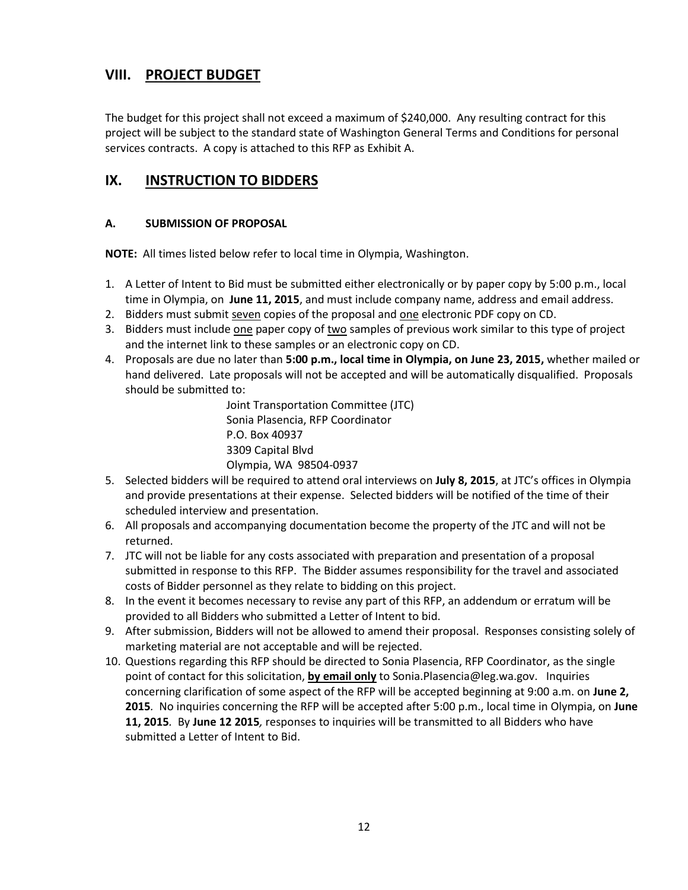## VIII. PROJECT BUDGET

The budget for this project shall not exceed a maximum of $240,000. Any resulting contract for this project will be subject to the standard state of Washington General Terms and Conditions for personal services contracts. A copy is attached to this RFP as Exhibit A.

## IX. INSTRUCTION TO BIDDERS

### A. SUBMISSION OF PROPOSAL

**NOTE:** All times listed below refer to local time in Olympia, Washington.

1. A Letter of Intent to Bid must be submitted either electronically or by paper copy by 5:00 p.m., local time in Olympia, on **June 11, 2015**, and must include company name, address and email address.
2. Bidders must submit seven copies of the proposal and one electronic PDF copy on CD.
3. Bidders must include one paper copy of two samples of previous work similar to this type of project and the internet link to these samples or an electronic copy on CD.
4. Proposals are due no later than **5:00 p.m., local time in Olympia, on June 23, 2015,** whether mailed or hand delivered. Late proposals will not be accepted and will be automatically disqualified. Proposals should be submitted to:

   Joint Transportation Committee (JTC)  
   Sonia Plasencia, RFP Coordinator  
   P.O. Box 40937  
   3309 Capital Blvd  
   Olympia, WA 98504-0937

5. Selected bidders will be required to attend oral interviews on **July 8, 2015**, at JTC's offices in Olympia and provide presentations at their expense. Selected bidders will be notified of the time of their scheduled interview and presentation.
6. All proposals and accompanying documentation become the property of the JTC and will not be returned.
7. JTC will not be liable for any costs associated with preparation and presentation of a proposal submitted in response to this RFP. The Bidder assumes responsibility for the travel and associated costs of Bidder personnel as they relate to bidding on this project.
8. In the event it becomes necessary to revise any part of this RFP, an addendum or erratum will be provided to all Bidders who submitted a Letter of Intent to bid.
9. After submission, Bidders will not be allowed to amend their proposal. Responses consisting solely of marketing material are not acceptable and will be rejected.
10. Questions regarding this RFP should be directed to Sonia Plasencia, RFP Coordinator, as the single point of contact for this solicitation, **by email only** to Sonia.Plasencia@leg.wa.gov. Inquiries concerning clarification of some aspect of the RFP will be accepted beginning at 9:00 a.m. on **June 2, 2015**. No inquiries concerning the RFP will be accepted after 5:00 p.m., local time in Olympia, on **June 11, 2015**. By **June 12 2015**, responses to inquiries will be transmitted to all Bidders who have submitted a Letter of Intent to Bid.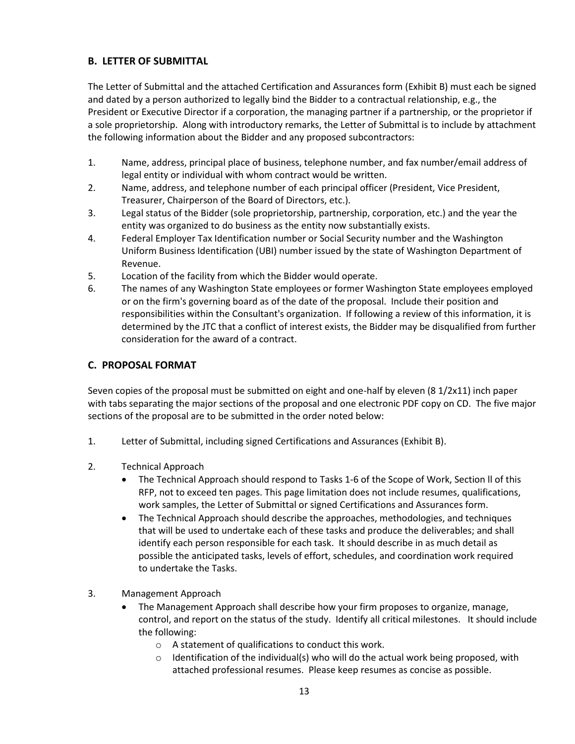## B. LETTER OF SUBMITTAL

The Letter of Submittal and the attached Certification and Assurances form (Exhibit B) must each be signed and dated by a person authorized to legally bind the Bidder to a contractual relationship, e.g., the President or Executive Director if a corporation, the managing partner if a partnership, or the proprietor if a sole proprietorship. Along with introductory remarks, the Letter of Submittal is to include by attachment the following information about the Bidder and any proposed subcontractors:

1. Name, address, principal place of business, telephone number, and fax number/email address of legal entity or individual with whom contract would be written.
2. Name, address, and telephone number of each principal officer (President, Vice President, Treasurer, Chairperson of the Board of Directors, etc.).
3. Legal status of the Bidder (sole proprietorship, partnership, corporation, etc.) and the year the entity was organized to do business as the entity now substantially exists.
4. Federal Employer Tax Identification number or Social Security number and the Washington Uniform Business Identification (UBI) number issued by the state of Washington Department of Revenue.
5. Location of the facility from which the Bidder would operate.
6. The names of any Washington State employees or former Washington State employees employed or on the firm's governing board as of the date of the proposal. Include their position and responsibilities within the Consultant's organization. If following a review of this information, it is determined by the JTC that a conflict of interest exists, the Bidder may be disqualified from further consideration for the award of a contract.

## C. PROPOSAL FORMAT

Seven copies of the proposal must be submitted on eight and one-half by eleven (8 1/2x11) inch paper with tabs separating the major sections of the proposal and one electronic PDF copy on CD. The five major sections of the proposal are to be submitted in the order noted below:

1. Letter of Submittal, including signed Certifications and Assurances (Exhibit B).

2. Technical Approach
   - The Technical Approach should respond to Tasks 1-6 of the Scope of Work, Section ll of this RFP, not to exceed ten pages. This page limitation does not include resumes, qualifications, work samples, the Letter of Submittal or signed Certifications and Assurances form.
   - The Technical Approach should describe the approaches, methodologies, and techniques that will be used to undertake each of these tasks and produce the deliverables; and shall identify each person responsible for each task. It should describe in as much detail as possible the anticipated tasks, levels of effort, schedules, and coordination work required to undertake the Tasks.

3. Management Approach
   - The Management Approach shall describe how your firm proposes to organize, manage, control, and report on the status of the study. Identify all critical milestones. It should include the following:
     - A statement of qualifications to conduct this work.
     - Identification of the individual(s) who will do the actual work being proposed, with attached professional resumes. Please keep resumes as concise as possible.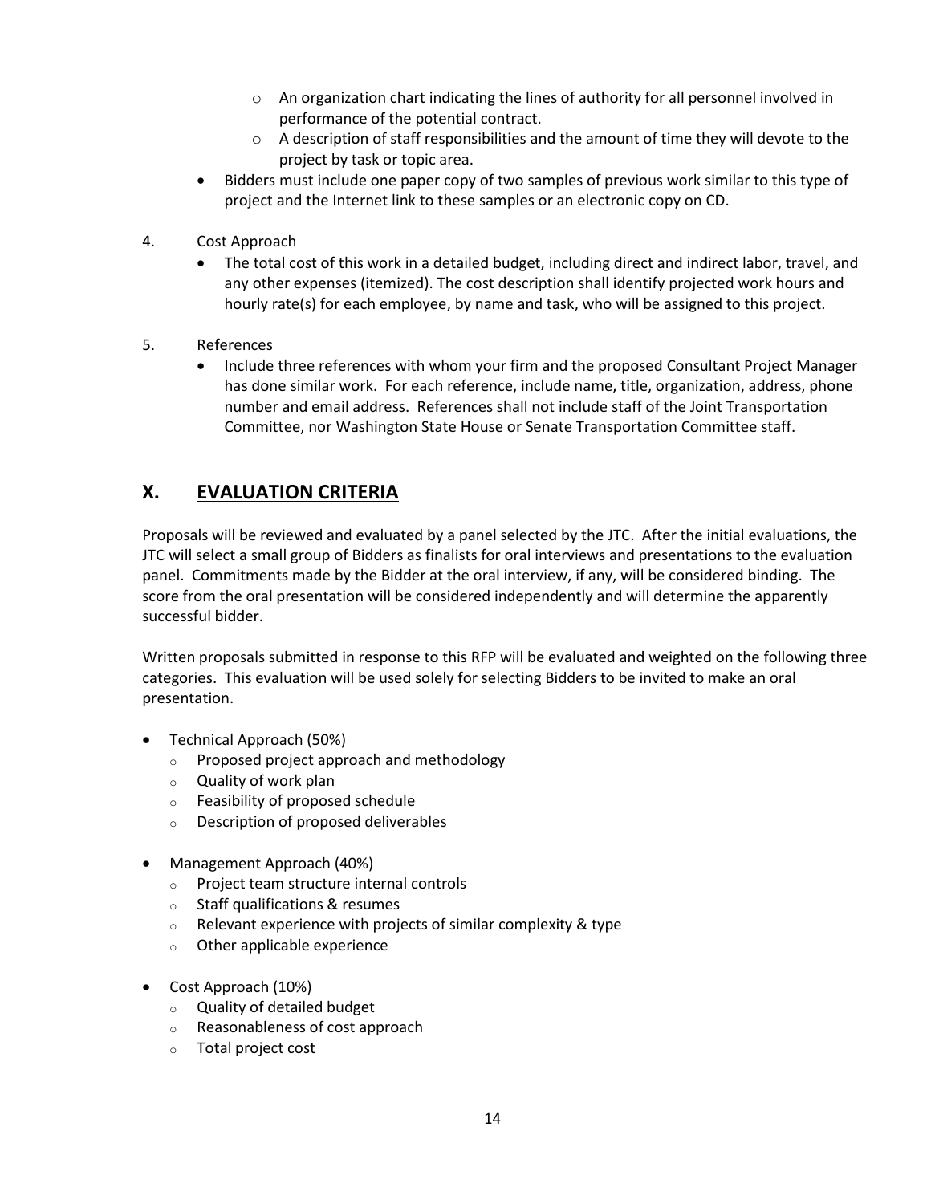- An organization chart indicating the lines of authority for all personnel involved in performance of the potential contract.
   - A description of staff responsibilities and the amount of time they will devote to the project by task or topic area.
- Bidders must include one paper copy of two samples of previous work similar to this type of project and the Internet link to these samples or an electronic copy on CD.

4. Cost Approach
   - The total cost of this work in a detailed budget, including direct and indirect labor, travel, and any other expenses (itemized). The cost description shall identify projected work hours and hourly rate(s) for each employee, by name and task, who will be assigned to this project.

5. References
   - Include three references with whom your firm and the proposed Consultant Project Manager has done similar work. For each reference, include name, title, organization, address, phone number and email address. References shall not include staff of the Joint Transportation Committee, nor Washington State House or Senate Transportation Committee staff.

## X. EVALUATION CRITERIA

Proposals will be reviewed and evaluated by a panel selected by the JTC. After the initial evaluations, the JTC will select a small group of Bidders as finalists for oral interviews and presentations to the evaluation panel. Commitments made by the Bidder at the oral interview, if any, will be considered binding. The score from the oral presentation will be considered independently and will determine the apparently successful bidder.

Written proposals submitted in response to this RFP will be evaluated and weighted on the following three categories. This evaluation will be used solely for selecting Bidders to be invited to make an oral presentation.

- Technical Approach (50%)
  - Proposed project approach and methodology
  - Quality of work plan
  - Feasibility of proposed schedule
  - Description of proposed deliverables

- Management Approach (40%)
  - Project team structure internal controls
  - Staff qualifications & resumes
  - Relevant experience with projects of similar complexity & type
  - Other applicable experience

- Cost Approach (10%)
  - Quality of detailed budget
  - Reasonableness of cost approach
  - Total project cost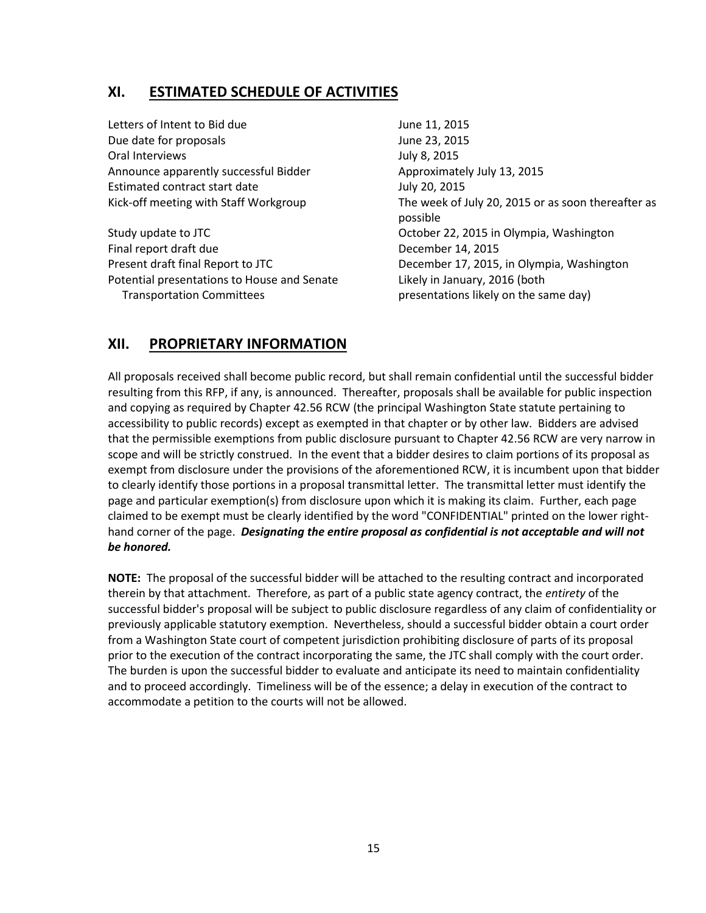## XI. ESTIMATED SCHEDULE OF ACTIVITIES

| | |
|---|---|
| Letters of Intent to Bid due | June 11, 2015 |
| Due date for proposals | June 23, 2015 |
| Oral Interviews | July 8, 2015 |
| Announce apparently successful Bidder | Approximately July 13, 2015 |
| Estimated contract start date | July 20, 2015 |
| Kick-off meeting with Staff Workgroup | The week of July 20, 2015 or as soon thereafter as possible |
| Study update to JTC | October 22, 2015 in Olympia, Washington |
| Final report draft due | December 14, 2015 |
| Present draft final Report to JTC | December 17, 2015, in Olympia, Washington |
| Potential presentations to House and Senate Transportation Committees | Likely in January, 2016 (both presentations likely on the same day) |

## XII. PROPRIETARY INFORMATION

All proposals received shall become public record, but shall remain confidential until the successful bidder resulting from this RFP, if any, is announced. Thereafter, proposals shall be available for public inspection and copying as required by Chapter 42.56 RCW (the principal Washington State statute pertaining to accessibility to public records) except as exempted in that chapter or by other law. Bidders are advised that the permissible exemptions from public disclosure pursuant to Chapter 42.56 RCW are very narrow in scope and will be strictly construed. In the event that a bidder desires to claim portions of its proposal as exempt from disclosure under the provisions of the aforementioned RCW, it is incumbent upon that bidder to clearly identify those portions in a proposal transmittal letter. The transmittal letter must identify the page and particular exemption(s) from disclosure upon which it is making its claim. Further, each page claimed to be exempt must be clearly identified by the word "CONFIDENTIAL" printed on the lower right-hand corner of the page. ***Designating the entire proposal as confidential is not acceptable and will not be honored.***

**NOTE:** The proposal of the successful bidder will be attached to the resulting contract and incorporated therein by that attachment. Therefore, as part of a public state agency contract, the *entirety* of the successful bidder's proposal will be subject to public disclosure regardless of any claim of confidentiality or previously applicable statutory exemption. Nevertheless, should a successful bidder obtain a court order from a Washington State court of competent jurisdiction prohibiting disclosure of parts of its proposal prior to the execution of the contract incorporating the same, the JTC shall comply with the court order. The burden is upon the successful bidder to evaluate and anticipate its need to maintain confidentiality and to proceed accordingly. Timeliness will be of the essence; a delay in execution of the contract to accommodate a petition to the courts will not be allowed.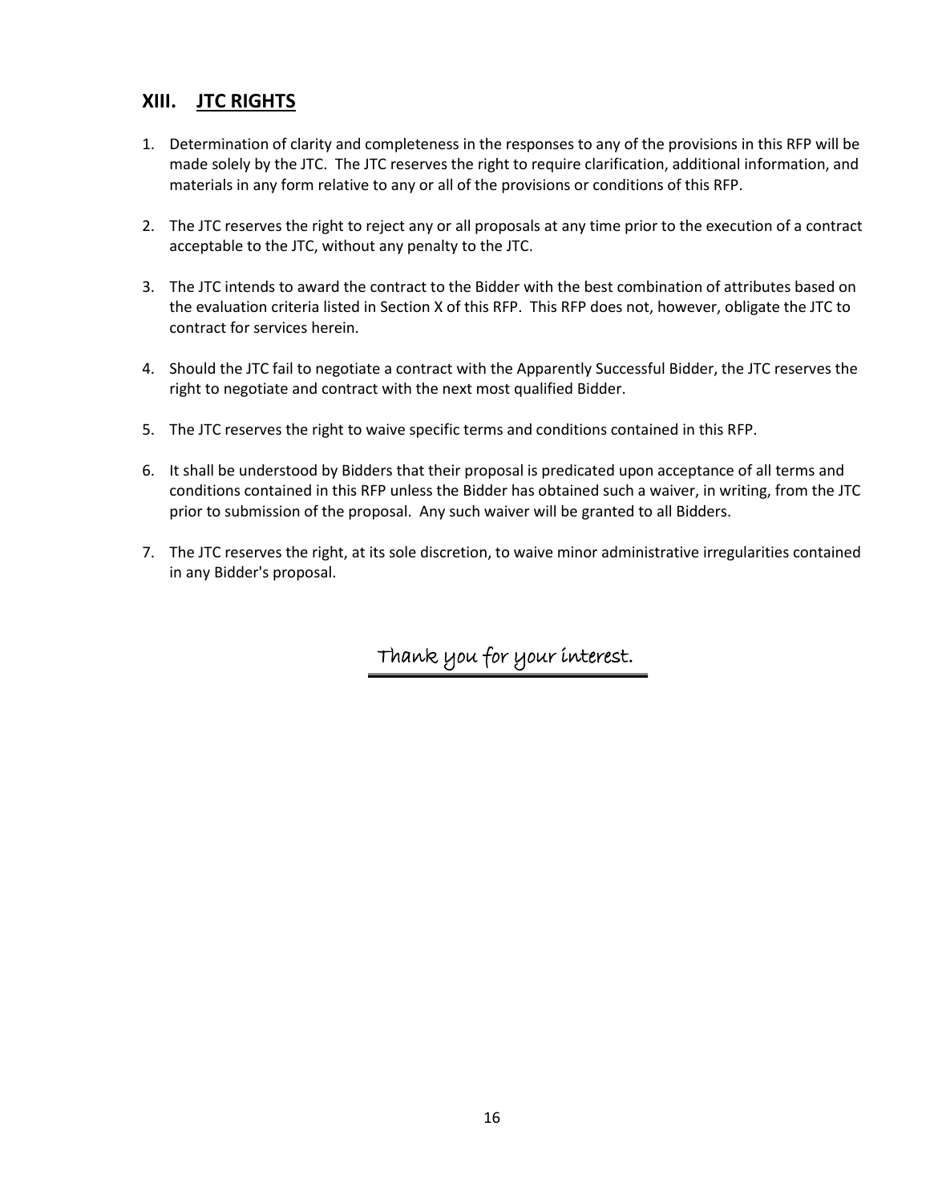## XIII. JTC RIGHTS

1. Determination of clarity and completeness in the responses to any of the provisions in this RFP will be made solely by the JTC. The JTC reserves the right to require clarification, additional information, and materials in any form relative to any or all of the provisions or conditions of this RFP.

2. The JTC reserves the right to reject any or all proposals at any time prior to the execution of a contract acceptable to the JTC, without any penalty to the JTC.

3. The JTC intends to award the contract to the Bidder with the best combination of attributes based on the evaluation criteria listed in Section X of this RFP. This RFP does not, however, obligate the JTC to contract for services herein.

4. Should the JTC fail to negotiate a contract with the Apparently Successful Bidder, the JTC reserves the right to negotiate and contract with the next most qualified Bidder.

5. The JTC reserves the right to waive specific terms and conditions contained in this RFP.

6. It shall be understood by Bidders that their proposal is predicated upon acceptance of all terms and conditions contained in this RFP unless the Bidder has obtained such a waiver, in writing, from the JTC prior to submission of the proposal. Any such waiver will be granted to all Bidders.

7. The JTC reserves the right, at its sole discretion, to waive minor administrative irregularities contained in any Bidder's proposal.

*Thank you for your interest.*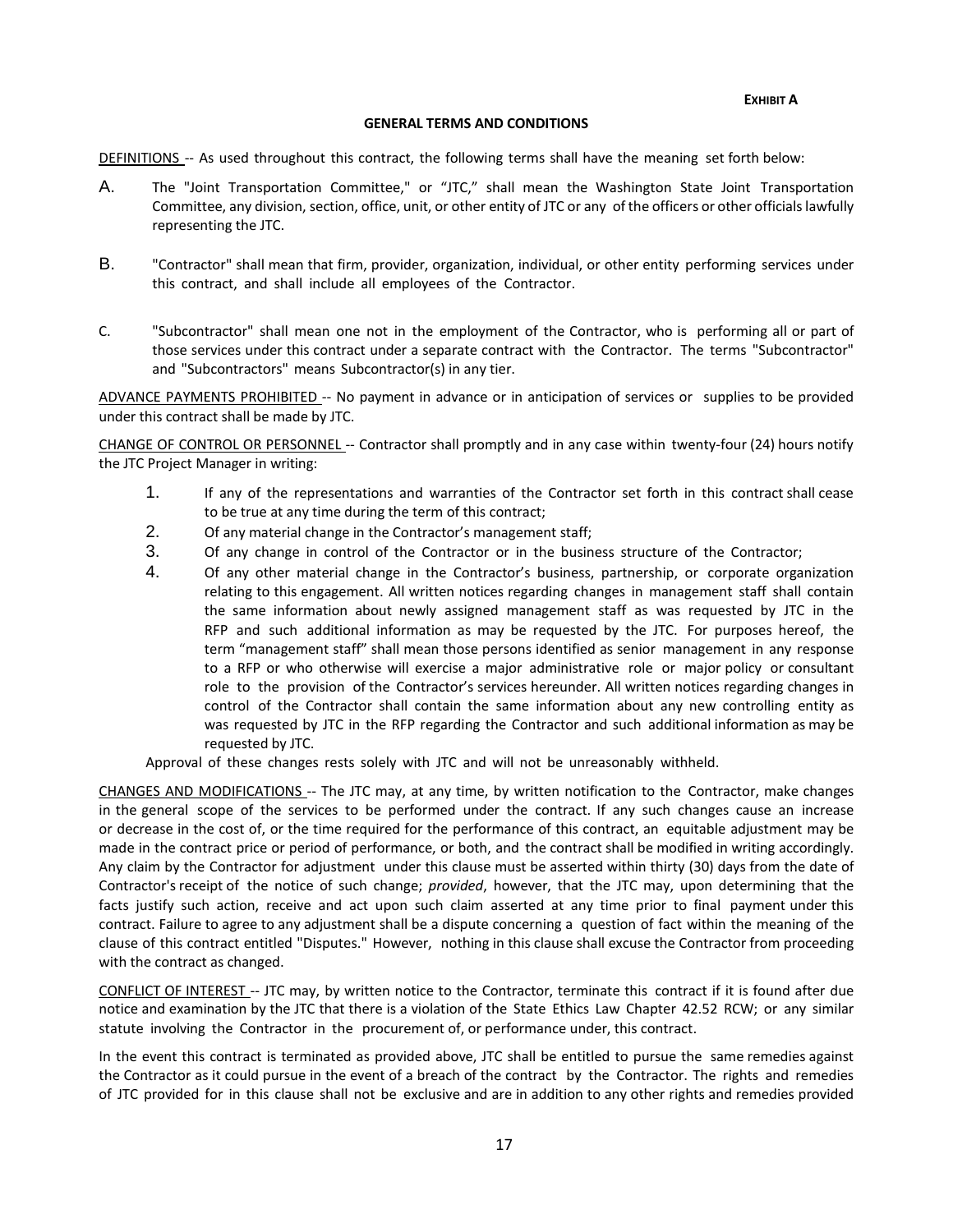**EXHIBIT A**

## GENERAL TERMS AND CONDITIONS

DEFINITIONS -- As used throughout this contract, the following terms shall have the meaning set forth below:

A. The "Joint Transportation Committee," or "JTC," shall mean the Washington State Joint Transportation Committee, any division, section, office, unit, or other entity of JTC or any of the officers or other officials lawfully representing the JTC.

B. "Contractor" shall mean that firm, provider, organization, individual, or other entity performing services under this contract, and shall include all employees of the Contractor.

C. "Subcontractor" shall mean one not in the employment of the Contractor, who is performing all or part of those services under this contract under a separate contract with the Contractor. The terms "Subcontractor" and "Subcontractors" means Subcontractor(s) in any tier.

ADVANCE PAYMENTS PROHIBITED -- No payment in advance or in anticipation of services or supplies to be provided under this contract shall be made by JTC.

CHANGE OF CONTROL OR PERSONNEL -- Contractor shall promptly and in any case within twenty-four (24) hours notify the JTC Project Manager in writing:

1. If any of the representations and warranties of the Contractor set forth in this contract shall cease to be true at any time during the term of this contract;
2. Of any material change in the Contractor's management staff;
3. Of any change in control of the Contractor or in the business structure of the Contractor;
4. Of any other material change in the Contractor's business, partnership, or corporate organization relating to this engagement. All written notices regarding changes in management staff shall contain the same information about newly assigned management staff as was requested by JTC in the RFP and such additional information as may be requested by the JTC. For purposes hereof, the term "management staff" shall mean those persons identified as senior management in any response to a RFP or who otherwise will exercise a major administrative role or major policy or consultant role to the provision of the Contractor's services hereunder. All written notices regarding changes in control of the Contractor shall contain the same information about any new controlling entity as was requested by JTC in the RFP regarding the Contractor and such additional information as may be requested by JTC.

Approval of these changes rests solely with JTC and will not be unreasonably withheld.

CHANGES AND MODIFICATIONS -- The JTC may, at any time, by written notification to the Contractor, make changes in the general scope of the services to be performed under the contract. If any such changes cause an increase or decrease in the cost of, or the time required for the performance of this contract, an equitable adjustment may be made in the contract price or period of performance, or both, and the contract shall be modified in writing accordingly. Any claim by the Contractor for adjustment under this clause must be asserted within thirty (30) days from the date of Contractor's receipt of the notice of such change; *provided*, however, that the JTC may, upon determining that the facts justify such action, receive and act upon such claim asserted at any time prior to final payment under this contract. Failure to agree to any adjustment shall be a dispute concerning a question of fact within the meaning of the clause of this contract entitled "Disputes." However, nothing in this clause shall excuse the Contractor from proceeding with the contract as changed.

CONFLICT OF INTEREST -- JTC may, by written notice to the Contractor, terminate this contract if it is found after due notice and examination by the JTC that there is a violation of the State Ethics Law Chapter 42.52 RCW; or any similar statute involving the Contractor in the procurement of, or performance under, this contract.

In the event this contract is terminated as provided above, JTC shall be entitled to pursue the same remedies against the Contractor as it could pursue in the event of a breach of the contract by the Contractor. The rights and remedies of JTC provided for in this clause shall not be exclusive and are in addition to any other rights and remedies provided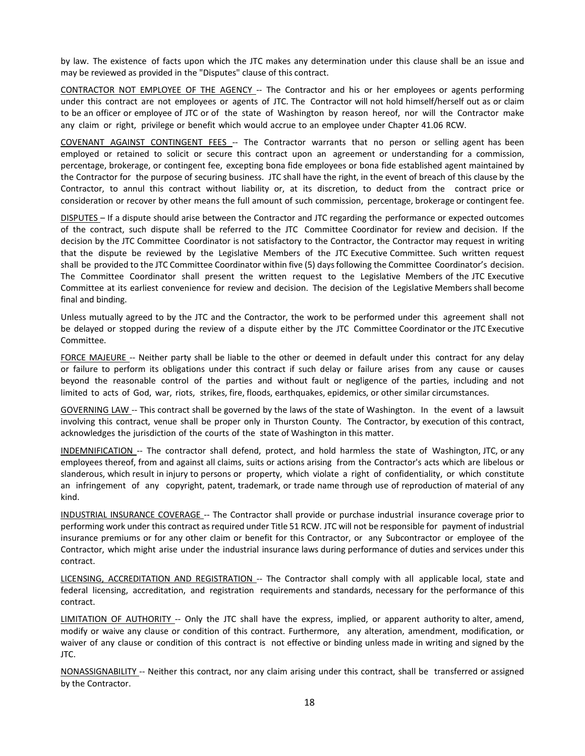by law. The existence of facts upon which the JTC makes any determination under this clause shall be an issue and may be reviewed as provided in the "Disputes" clause of this contract.

<u>CONTRACTOR NOT EMPLOYEE OF THE AGENCY</u> -- The Contractor and his or her employees or agents performing under this contract are not employees or agents of JTC. The Contractor will not hold himself/herself out as or claim to be an officer or employee of JTC or of the state of Washington by reason hereof, nor will the Contractor make any claim or right, privilege or benefit which would accrue to an employee under Chapter 41.06 RCW.

<u>COVENANT AGAINST CONTINGENT FEES</u> -- The Contractor warrants that no person or selling agent has been employed or retained to solicit or secure this contract upon an agreement or understanding for a commission, percentage, brokerage, or contingent fee, excepting bona fide employees or bona fide established agent maintained by the Contractor for the purpose of securing business. JTC shall have the right, in the event of breach of this clause by the Contractor, to annul this contract without liability or, at its discretion, to deduct from the contract price or consideration or recover by other means the full amount of such commission, percentage, brokerage or contingent fee.

<u>DISPUTES</u> – If a dispute should arise between the Contractor and JTC regarding the performance or expected outcomes of the contract, such dispute shall be referred to the JTC Committee Coordinator for review and decision. If the decision by the JTC Committee Coordinator is not satisfactory to the Contractor, the Contractor may request in writing that the dispute be reviewed by the Legislative Members of the JTC Executive Committee. Such written request shall be provided to the JTC Committee Coordinator within five (5) days following the Committee Coordinator's decision. The Committee Coordinator shall present the written request to the Legislative Members of the JTC Executive Committee at its earliest convenience for review and decision. The decision of the Legislative Members shall become final and binding.

Unless mutually agreed to by the JTC and the Contractor, the work to be performed under this agreement shall not be delayed or stopped during the review of a dispute either by the JTC Committee Coordinator or the JTC Executive Committee.

<u>FORCE MAJEURE</u> -- Neither party shall be liable to the other or deemed in default under this contract for any delay or failure to perform its obligations under this contract if such delay or failure arises from any cause or causes beyond the reasonable control of the parties and without fault or negligence of the parties, including and not limited to acts of God, war, riots, strikes, fire, floods, earthquakes, epidemics, or other similar circumstances.

<u>GOVERNING LAW</u> -- This contract shall be governed by the laws of the state of Washington. In the event of a lawsuit involving this contract, venue shall be proper only in Thurston County. The Contractor, by execution of this contract, acknowledges the jurisdiction of the courts of the state of Washington in this matter.

<u>INDEMNIFICATION</u> -- The contractor shall defend, protect, and hold harmless the state of Washington, JTC, or any employees thereof, from and against all claims, suits or actions arising from the Contractor's acts which are libelous or slanderous, which result in injury to persons or property, which violate a right of confidentiality, or which constitute an infringement of any copyright, patent, trademark, or trade name through use of reproduction of material of any kind.

<u>INDUSTRIAL INSURANCE COVERAGE</u> -- The Contractor shall provide or purchase industrial insurance coverage prior to performing work under this contract as required under Title 51 RCW. JTC will not be responsible for payment of industrial insurance premiums or for any other claim or benefit for this Contractor, or any Subcontractor or employee of the Contractor, which might arise under the industrial insurance laws during performance of duties and services under this contract.

<u>LICENSING, ACCREDITATION AND REGISTRATION</u> -- The Contractor shall comply with all applicable local, state and federal licensing, accreditation, and registration requirements and standards, necessary for the performance of this contract.

<u>LIMITATION OF AUTHORITY</u> -- Only the JTC shall have the express, implied, or apparent authority to alter, amend, modify or waive any clause or condition of this contract. Furthermore, any alteration, amendment, modification, or waiver of any clause or condition of this contract is not effective or binding unless made in writing and signed by the JTC.

<u>NONASSIGNABILITY</u> -- Neither this contract, nor any claim arising under this contract, shall be transferred or assigned by the Contractor.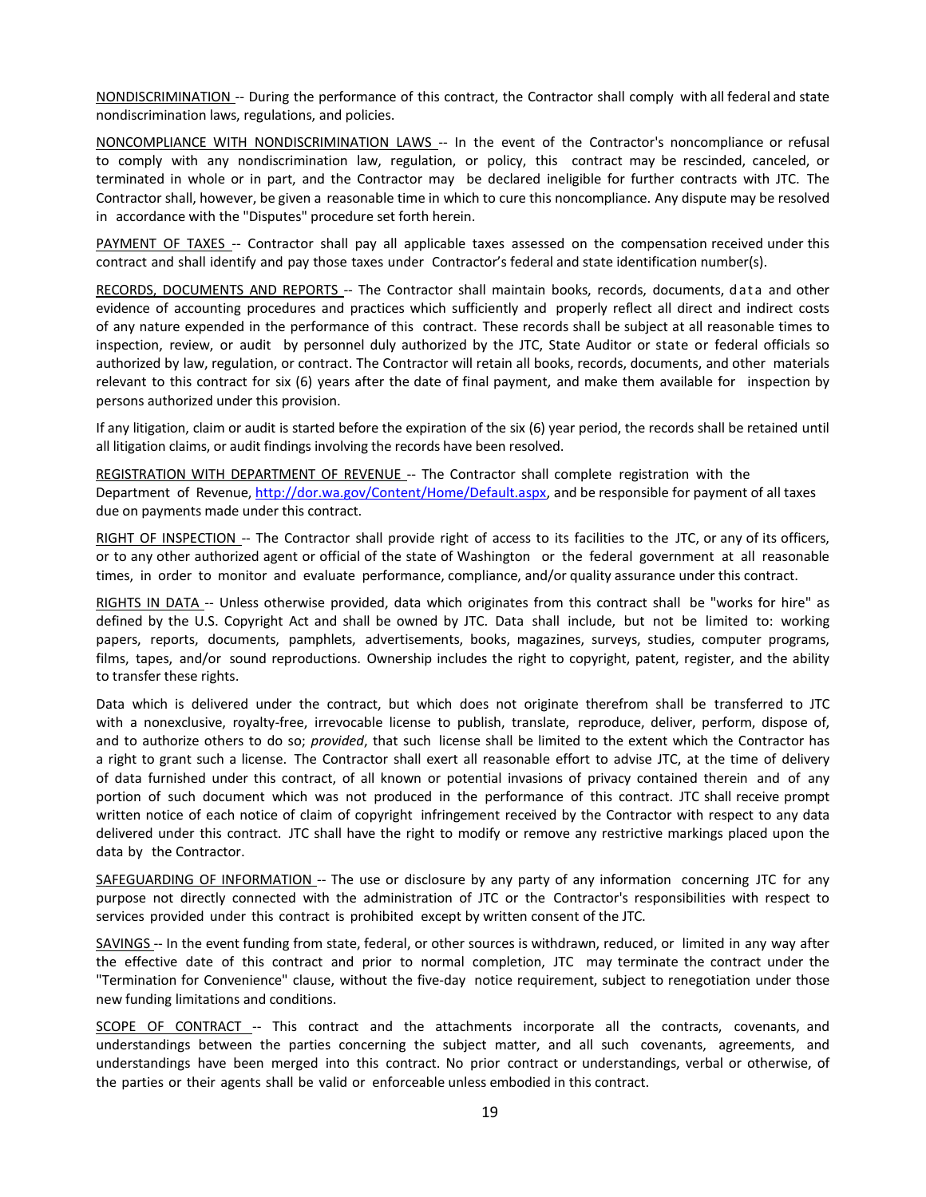NONDISCRIMINATION -- During the performance of this contract, the Contractor shall comply with all federal and state nondiscrimination laws, regulations, and policies.

NONCOMPLIANCE WITH NONDISCRIMINATION LAWS -- In the event of the Contractor's noncompliance or refusal to comply with any nondiscrimination law, regulation, or policy, this contract may be rescinded, canceled, or terminated in whole or in part, and the Contractor may be declared ineligible for further contracts with JTC. The Contractor shall, however, be given a reasonable time in which to cure this noncompliance. Any dispute may be resolved in accordance with the "Disputes" procedure set forth herein.

PAYMENT OF TAXES -- Contractor shall pay all applicable taxes assessed on the compensation received under this contract and shall identify and pay those taxes under Contractor's federal and state identification number(s).

RECORDS, DOCUMENTS AND REPORTS -- The Contractor shall maintain books, records, documents, data and other evidence of accounting procedures and practices which sufficiently and properly reflect all direct and indirect costs of any nature expended in the performance of this contract. These records shall be subject at all reasonable times to inspection, review, or audit by personnel duly authorized by the JTC, State Auditor or state or federal officials so authorized by law, regulation, or contract. The Contractor will retain all books, records, documents, and other materials relevant to this contract for six (6) years after the date of final payment, and make them available for inspection by persons authorized under this provision.

If any litigation, claim or audit is started before the expiration of the six (6) year period, the records shall be retained until all litigation claims, or audit findings involving the records have been resolved.

REGISTRATION WITH DEPARTMENT OF REVENUE -- The Contractor shall complete registration with the Department of Revenue, http://dor.wa.gov/Content/Home/Default.aspx, and be responsible for payment of all taxes due on payments made under this contract.

RIGHT OF INSPECTION -- The Contractor shall provide right of access to its facilities to the JTC, or any of its officers, or to any other authorized agent or official of the state of Washington or the federal government at all reasonable times, in order to monitor and evaluate performance, compliance, and/or quality assurance under this contract.

RIGHTS IN DATA -- Unless otherwise provided, data which originates from this contract shall be "works for hire" as defined by the U.S. Copyright Act and shall be owned by JTC. Data shall include, but not be limited to: working papers, reports, documents, pamphlets, advertisements, books, magazines, surveys, studies, computer programs, films, tapes, and/or sound reproductions. Ownership includes the right to copyright, patent, register, and the ability to transfer these rights.

Data which is delivered under the contract, but which does not originate therefrom shall be transferred to JTC with a nonexclusive, royalty-free, irrevocable license to publish, translate, reproduce, deliver, perform, dispose of, and to authorize others to do so; *provided*, that such license shall be limited to the extent which the Contractor has a right to grant such a license. The Contractor shall exert all reasonable effort to advise JTC, at the time of delivery of data furnished under this contract, of all known or potential invasions of privacy contained therein and of any portion of such document which was not produced in the performance of this contract. JTC shall receive prompt written notice of each notice of claim of copyright infringement received by the Contractor with respect to any data delivered under this contract. JTC shall have the right to modify or remove any restrictive markings placed upon the data by the Contractor.

SAFEGUARDING OF INFORMATION -- The use or disclosure by any party of any information concerning JTC for any purpose not directly connected with the administration of JTC or the Contractor's responsibilities with respect to services provided under this contract is prohibited except by written consent of the JTC.

SAVINGS -- In the event funding from state, federal, or other sources is withdrawn, reduced, or limited in any way after the effective date of this contract and prior to normal completion, JTC may terminate the contract under the "Termination for Convenience" clause, without the five-day notice requirement, subject to renegotiation under those new funding limitations and conditions.

SCOPE OF CONTRACT -- This contract and the attachments incorporate all the contracts, covenants, and understandings between the parties concerning the subject matter, and all such covenants, agreements, and understandings have been merged into this contract. No prior contract or understandings, verbal or otherwise, of the parties or their agents shall be valid or enforceable unless embodied in this contract.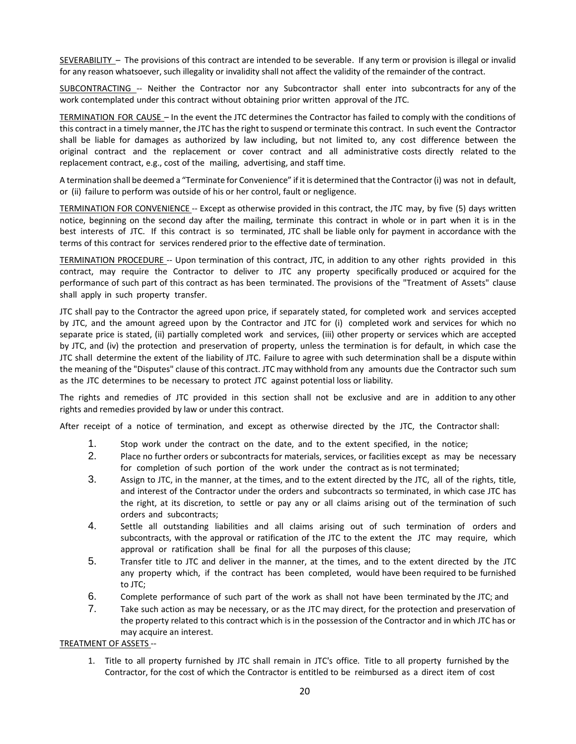<u>SEVERABILITY</u> – The provisions of this contract are intended to be severable. If any term or provision is illegal or invalid for any reason whatsoever, such illegality or invalidity shall not affect the validity of the remainder of the contract.

<u>SUBCONTRACTING</u> -- Neither the Contractor nor any Subcontractor shall enter into subcontracts for any of the work contemplated under this contract without obtaining prior written approval of the JTC.

<u>TERMINATION FOR CAUSE</u> – In the event the JTC determines the Contractor has failed to comply with the conditions of this contract in a timely manner, the JTC has the right to suspend or terminate this contract. In such event the Contractor shall be liable for damages as authorized by law including, but not limited to, any cost difference between the original contract and the replacement or cover contract and all administrative costs directly related to the replacement contract, e.g., cost of the mailing, advertising, and staff time.

A termination shall be deemed a "Terminate for Convenience" if it is determined that the Contractor (i) was not in default, or (ii) failure to perform was outside of his or her control, fault or negligence.

<u>TERMINATION FOR CONVENIENCE</u> -- Except as otherwise provided in this contract, the JTC may, by five (5) days written notice, beginning on the second day after the mailing, terminate this contract in whole or in part when it is in the best interests of JTC. If this contract is so terminated, JTC shall be liable only for payment in accordance with the terms of this contract for services rendered prior to the effective date of termination.

<u>TERMINATION PROCEDURE</u> -- Upon termination of this contract, JTC, in addition to any other rights provided in this contract, may require the Contractor to deliver to JTC any property specifically produced or acquired for the performance of such part of this contract as has been terminated. The provisions of the "Treatment of Assets" clause shall apply in such property transfer.

JTC shall pay to the Contractor the agreed upon price, if separately stated, for completed work and services accepted by JTC, and the amount agreed upon by the Contractor and JTC for (i) completed work and services for which no separate price is stated, (ii) partially completed work and services, (iii) other property or services which are accepted by JTC, and (iv) the protection and preservation of property, unless the termination is for default, in which case the JTC shall determine the extent of the liability of JTC. Failure to agree with such determination shall be a dispute within the meaning of the "Disputes" clause of this contract. JTC may withhold from any amounts due the Contractor such sum as the JTC determines to be necessary to protect JTC against potential loss or liability.

The rights and remedies of JTC provided in this section shall not be exclusive and are in addition to any other rights and remedies provided by law or under this contract.

After receipt of a notice of termination, and except as otherwise directed by the JTC, the Contractor shall:

1. Stop work under the contract on the date, and to the extent specified, in the notice;
2. Place no further orders or subcontracts for materials, services, or facilities except as may be necessary for completion of such portion of the work under the contract as is not terminated;
3. Assign to JTC, in the manner, at the times, and to the extent directed by the JTC, all of the rights, title, and interest of the Contractor under the orders and subcontracts so terminated, in which case JTC has the right, at its discretion, to settle or pay any or all claims arising out of the termination of such orders and subcontracts;
4. Settle all outstanding liabilities and all claims arising out of such termination of orders and subcontracts, with the approval or ratification of the JTC to the extent the JTC may require, which approval or ratification shall be final for all the purposes of this clause;
5. Transfer title to JTC and deliver in the manner, at the times, and to the extent directed by the JTC any property which, if the contract has been completed, would have been required to be furnished to JTC;
6. Complete performance of such part of the work as shall not have been terminated by the JTC; and
7. Take such action as may be necessary, or as the JTC may direct, for the protection and preservation of the property related to this contract which is in the possession of the Contractor and in which JTC has or may acquire an interest.

<u>TREATMENT OF ASSETS</u> --

1. Title to all property furnished by JTC shall remain in JTC's office. Title to all property furnished by the Contractor, for the cost of which the Contractor is entitled to be reimbursed as a direct item of cost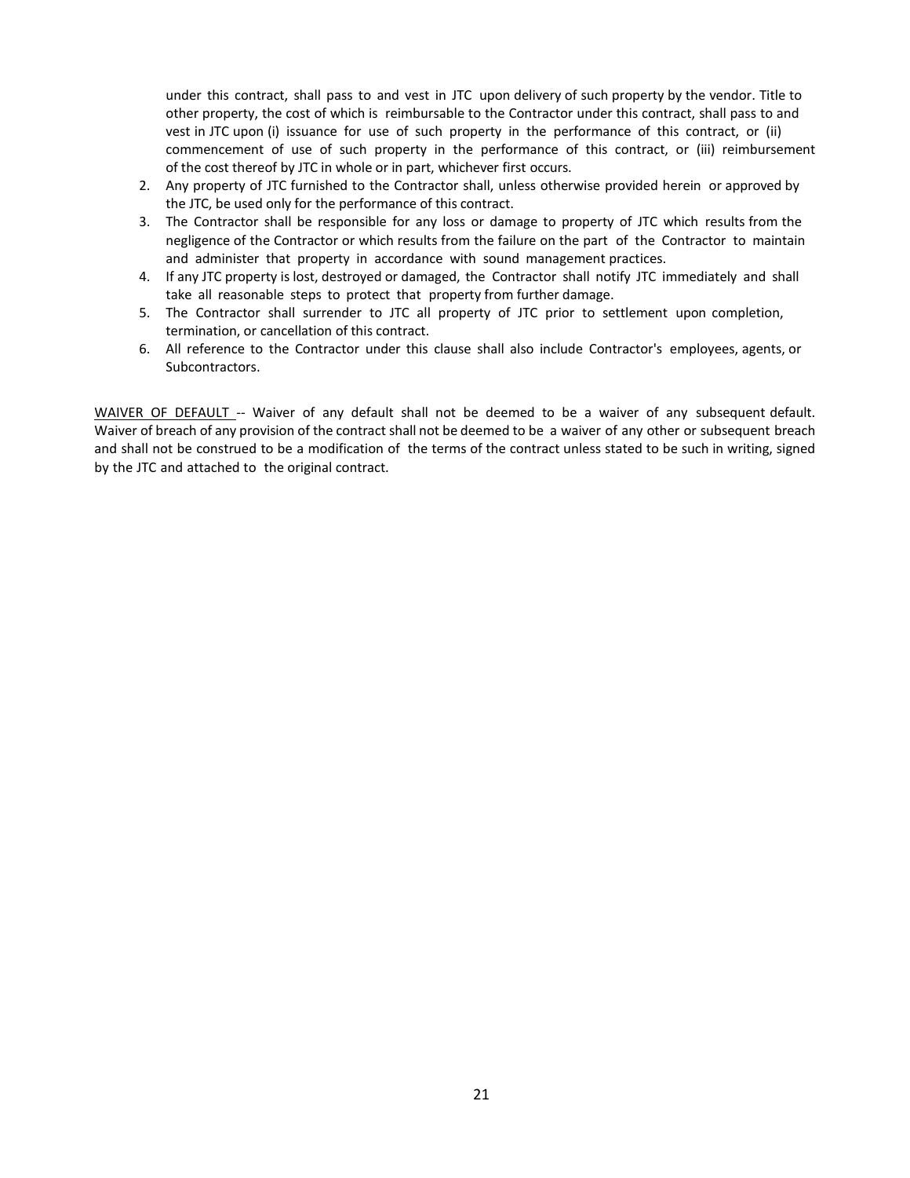under this contract, shall pass to and vest in JTC upon delivery of such property by the vendor. Title to other property, the cost of which is reimbursable to the Contractor under this contract, shall pass to and vest in JTC upon (i) issuance for use of such property in the performance of this contract, or (ii) commencement of use of such property in the performance of this contract, or (iii) reimbursement of the cost thereof by JTC in whole or in part, whichever first occurs.

2. Any property of JTC furnished to the Contractor shall, unless otherwise provided herein or approved by the JTC, be used only for the performance of this contract.
3. The Contractor shall be responsible for any loss or damage to property of JTC which results from the negligence of the Contractor or which results from the failure on the part of the Contractor to maintain and administer that property in accordance with sound management practices.
4. If any JTC property is lost, destroyed or damaged, the Contractor shall notify JTC immediately and shall take all reasonable steps to protect that property from further damage.
5. The Contractor shall surrender to JTC all property of JTC prior to settlement upon completion, termination, or cancellation of this contract.
6. All reference to the Contractor under this clause shall also include Contractor's employees, agents, or Subcontractors.

<u>WAIVER OF DEFAULT</u> -- Waiver of any default shall not be deemed to be a waiver of any subsequent default. Waiver of breach of any provision of the contract shall not be deemed to be a waiver of any other or subsequent breach and shall not be construed to be a modification of the terms of the contract unless stated to be such in writing, signed by the JTC and attached to the original contract.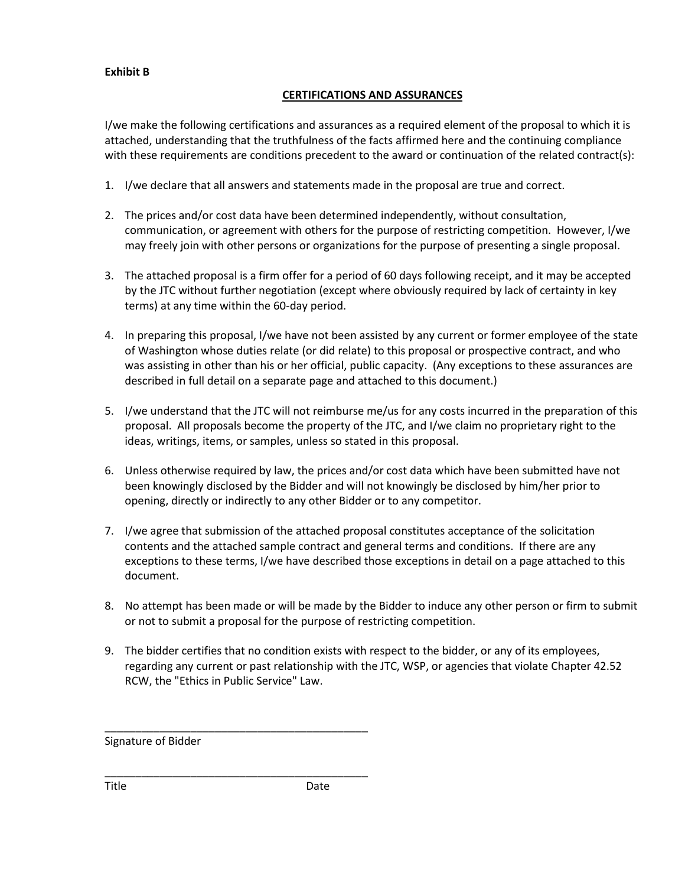**Exhibit B**

**CERTIFICATIONS AND ASSURANCES**

I/we make the following certifications and assurances as a required element of the proposal to which it is attached, understanding that the truthfulness of the facts affirmed here and the continuing compliance with these requirements are conditions precedent to the award or continuation of the related contract(s):

1. I/we declare that all answers and statements made in the proposal are true and correct.

2. The prices and/or cost data have been determined independently, without consultation, communication, or agreement with others for the purpose of restricting competition. However, I/we may freely join with other persons or organizations for the purpose of presenting a single proposal.

3. The attached proposal is a firm offer for a period of 60 days following receipt, and it may be accepted by the JTC without further negotiation (except where obviously required by lack of certainty in key terms) at any time within the 60-day period.

4. In preparing this proposal, I/we have not been assisted by any current or former employee of the state of Washington whose duties relate (or did relate) to this proposal or prospective contract, and who was assisting in other than his or her official, public capacity. (Any exceptions to these assurances are described in full detail on a separate page and attached to this document.)

5. I/we understand that the JTC will not reimburse me/us for any costs incurred in the preparation of this proposal. All proposals become the property of the JTC, and I/we claim no proprietary right to the ideas, writings, items, or samples, unless so stated in this proposal.

6. Unless otherwise required by law, the prices and/or cost data which have been submitted have not been knowingly disclosed by the Bidder and will not knowingly be disclosed by him/her prior to opening, directly or indirectly to any other Bidder or to any competitor.

7. I/we agree that submission of the attached proposal constitutes acceptance of the solicitation contents and the attached sample contract and general terms and conditions. If there are any exceptions to these terms, I/we have described those exceptions in detail on a page attached to this document.

8. No attempt has been made or will be made by the Bidder to induce any other person or firm to submit or not to submit a proposal for the purpose of restricting competition.

9. The bidder certifies that no condition exists with respect to the bidder, or any of its employees, regarding any current or past relationship with the JTC, WSP, or agencies that violate Chapter 42.52 RCW, the "Ethics in Public Service" Law.

_____________________________________________
Signature of Bidder

_____________________________________________
Title                                                        Date